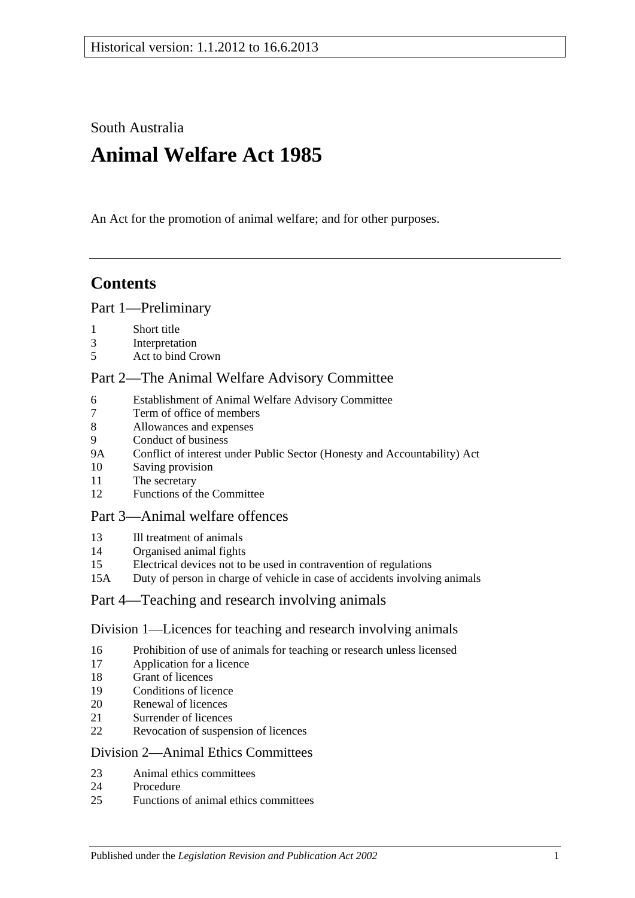Historical version: 1.1.2012 to 16.6.2013

South Australia

# Animal Welfare Act 1985

An Act for the promotion of animal welfare; and for other purposes.

## Contents

### Part 1—Preliminary

1 Short title
3 Interpretation
5 Act to bind Crown

### Part 2—The Animal Welfare Advisory Committee

6 Establishment of Animal Welfare Advisory Committee
7 Term of office of members
8 Allowances and expenses
9 Conduct of business
9A Conflict of interest under Public Sector (Honesty and Accountability) Act
10 Saving provision
11 The secretary
12 Functions of the Committee

### Part 3—Animal welfare offences

13 Ill treatment of animals
14 Organised animal fights
15 Electrical devices not to be used in contravention of regulations
15A Duty of person in charge of vehicle in case of accidents involving animals

### Part 4—Teaching and research involving animals

#### Division 1—Licences for teaching and research involving animals

16 Prohibition of use of animals for teaching or research unless licensed
17 Application for a licence
18 Grant of licences
19 Conditions of licence
20 Renewal of licences
21 Surrender of licences
22 Revocation of suspension of licences

#### Division 2—Animal Ethics Committees

23 Animal ethics committees
24 Procedure
25 Functions of animal ethics committees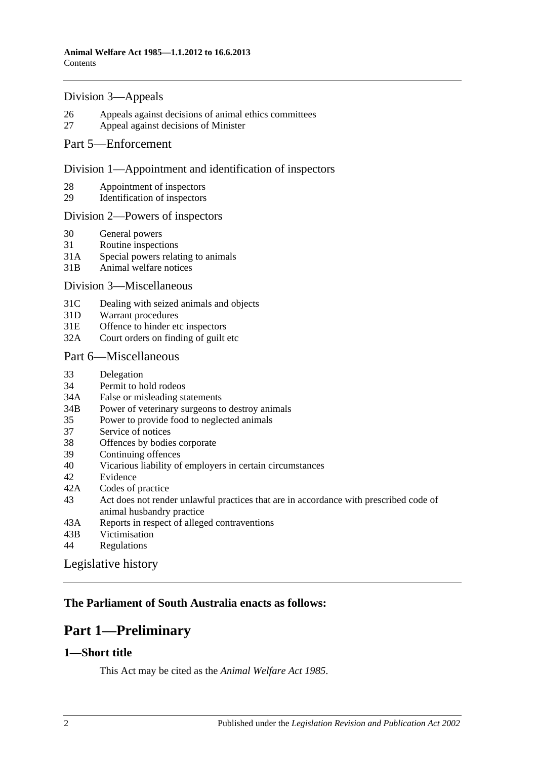Division 3—Appeals

26 Appeals against decisions of animal ethics committees
27 Appeal against decisions of Minister

Part 5—Enforcement

Division 1—Appointment and identification of inspectors

28 Appointment of inspectors
29 Identification of inspectors

Division 2—Powers of inspectors

30 General powers
31 Routine inspections
31A Special powers relating to animals
31B Animal welfare notices

Division 3—Miscellaneous

31C Dealing with seized animals and objects
31D Warrant procedures
31E Offence to hinder etc inspectors
32A Court orders on finding of guilt etc

Part 6—Miscellaneous

33 Delegation
34 Permit to hold rodeos
34A False or misleading statements
34B Power of veterinary surgeons to destroy animals
35 Power to provide food to neglected animals
37 Service of notices
38 Offences by bodies corporate
39 Continuing offences
40 Vicarious liability of employers in certain circumstances
42 Evidence
42A Codes of practice
43 Act does not render unlawful practices that are in accordance with prescribed code of animal husbandry practice
43A Reports in respect of alleged contraventions
43B Victimisation
44 Regulations

Legislative history

**The Parliament of South Australia enacts as follows:**

# Part 1—Preliminary

## 1—Short title

This Act may be cited as the *Animal Welfare Act 1985*.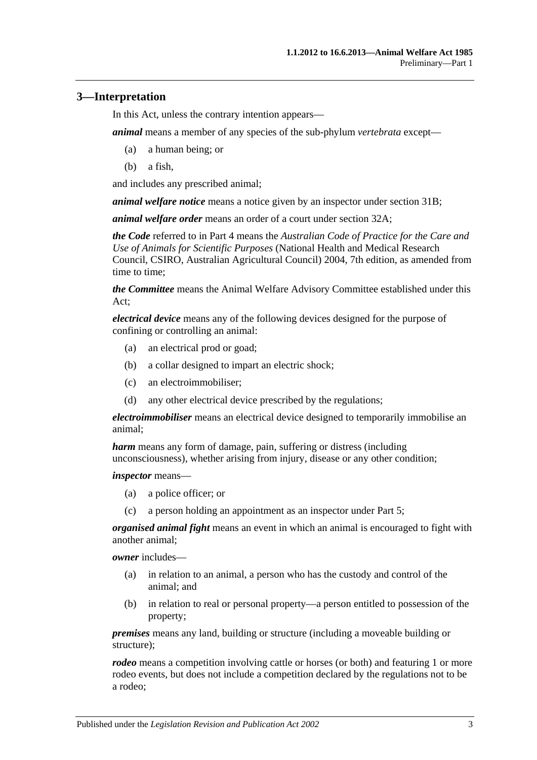## 3—Interpretation

In this Act, unless the contrary intention appears—

***animal*** means a member of any species of the sub-phylum *vertebrata* except—

(a) a human being; or

(b) a fish,

and includes any prescribed animal;

***animal welfare notice*** means a notice given by an inspector under section 31B;

***animal welfare order*** means an order of a court under section 32A;

***the Code*** referred to in Part 4 means the *Australian Code of Practice for the Care and Use of Animals for Scientific Purposes* (National Health and Medical Research Council, CSIRO, Australian Agricultural Council) 2004, 7th edition, as amended from time to time;

***the Committee*** means the Animal Welfare Advisory Committee established under this Act;

***electrical device*** means any of the following devices designed for the purpose of confining or controlling an animal:

(a) an electrical prod or goad;

(b) a collar designed to impart an electric shock;

(c) an electroimmobiliser;

(d) any other electrical device prescribed by the regulations;

***electroimmobiliser*** means an electrical device designed to temporarily immobilise an animal;

***harm*** means any form of damage, pain, suffering or distress (including unconsciousness), whether arising from injury, disease or any other condition;

***inspector*** means—

(a) a police officer; or

(c) a person holding an appointment as an inspector under Part 5;

***organised animal fight*** means an event in which an animal is encouraged to fight with another animal;

***owner*** includes—

(a) in relation to an animal, a person who has the custody and control of the animal; and

(b) in relation to real or personal property—a person entitled to possession of the property;

***premises*** means any land, building or structure (including a moveable building or structure);

***rodeo*** means a competition involving cattle or horses (or both) and featuring 1 or more rodeo events, but does not include a competition declared by the regulations not to be a rodeo;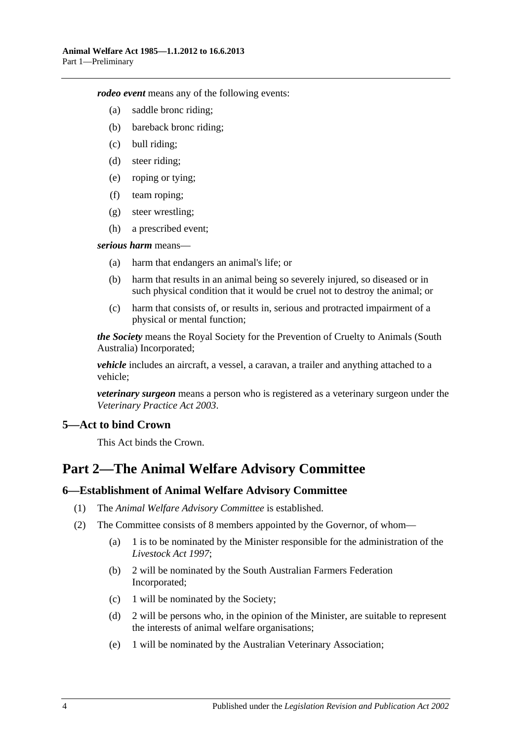***rodeo event*** means any of the following events:

(a) saddle bronc riding;

(b) bareback bronc riding;

(c) bull riding;

(d) steer riding;

(e) roping or tying;

(f) team roping;

(g) steer wrestling;

(h) a prescribed event;

***serious harm*** means—

(a) harm that endangers an animal's life; or

(b) harm that results in an animal being so severely injured, so diseased or in such physical condition that it would be cruel not to destroy the animal; or

(c) harm that consists of, or results in, serious and protracted impairment of a physical or mental function;

***the Society*** means the Royal Society for the Prevention of Cruelty to Animals (South Australia) Incorporated;

***vehicle*** includes an aircraft, a vessel, a caravan, a trailer and anything attached to a vehicle;

***veterinary surgeon*** means a person who is registered as a veterinary surgeon under the *Veterinary Practice Act 2003*.

### 5—Act to bind Crown

This Act binds the Crown.

## Part 2—The Animal Welfare Advisory Committee

### 6—Establishment of Animal Welfare Advisory Committee

(1) The *Animal Welfare Advisory Committee* is established.

(2) The Committee consists of 8 members appointed by the Governor, of whom—

(a) 1 is to be nominated by the Minister responsible for the administration of the *Livestock Act 1997*;

(b) 2 will be nominated by the South Australian Farmers Federation Incorporated;

(c) 1 will be nominated by the Society;

(d) 2 will be persons who, in the opinion of the Minister, are suitable to represent the interests of animal welfare organisations;

(e) 1 will be nominated by the Australian Veterinary Association;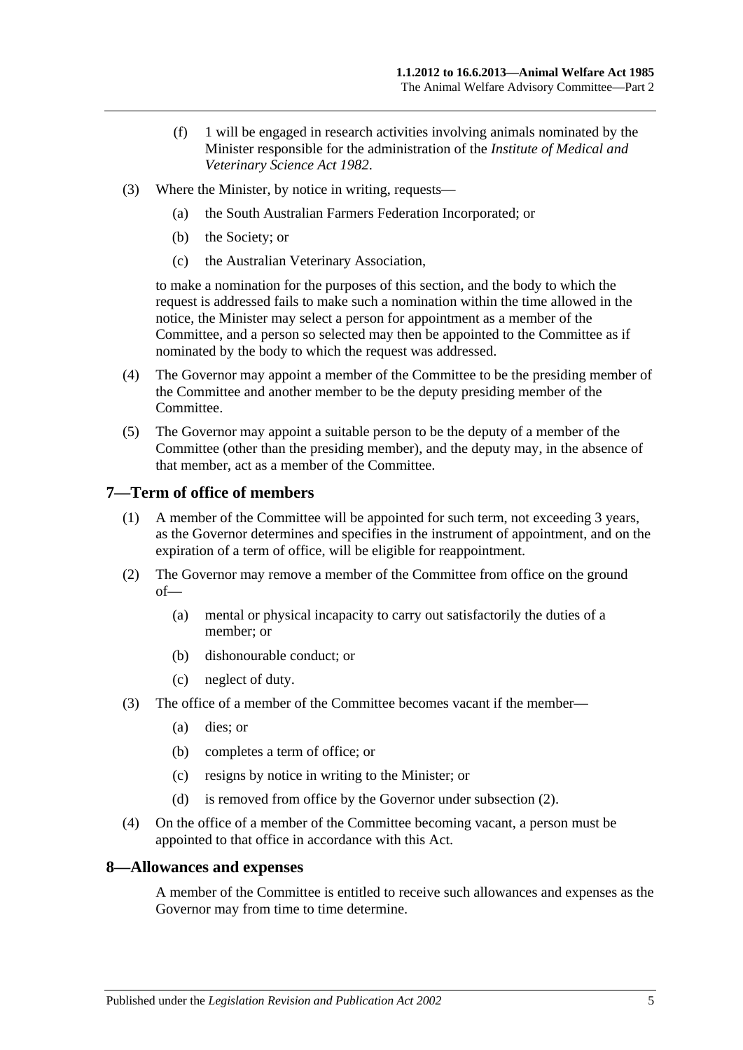(f) 1 will be engaged in research activities involving animals nominated by the Minister responsible for the administration of the *Institute of Medical and Veterinary Science Act 1982*.

(3) Where the Minister, by notice in writing, requests—

(a) the South Australian Farmers Federation Incorporated; or

(b) the Society; or

(c) the Australian Veterinary Association,

to make a nomination for the purposes of this section, and the body to which the request is addressed fails to make such a nomination within the time allowed in the notice, the Minister may select a person for appointment as a member of the Committee, and a person so selected may then be appointed to the Committee as if nominated by the body to which the request was addressed.

(4) The Governor may appoint a member of the Committee to be the presiding member of the Committee and another member to be the deputy presiding member of the Committee.

(5) The Governor may appoint a suitable person to be the deputy of a member of the Committee (other than the presiding member), and the deputy may, in the absence of that member, act as a member of the Committee.

## 7—Term of office of members

(1) A member of the Committee will be appointed for such term, not exceeding 3 years, as the Governor determines and specifies in the instrument of appointment, and on the expiration of a term of office, will be eligible for reappointment.

(2) The Governor may remove a member of the Committee from office on the ground of—

(a) mental or physical incapacity to carry out satisfactorily the duties of a member; or

(b) dishonourable conduct; or

(c) neglect of duty.

(3) The office of a member of the Committee becomes vacant if the member—

(a) dies; or

(b) completes a term of office; or

(c) resigns by notice in writing to the Minister; or

(d) is removed from office by the Governor under subsection (2).

(4) On the office of a member of the Committee becoming vacant, a person must be appointed to that office in accordance with this Act.

## 8—Allowances and expenses

A member of the Committee is entitled to receive such allowances and expenses as the Governor may from time to time determine.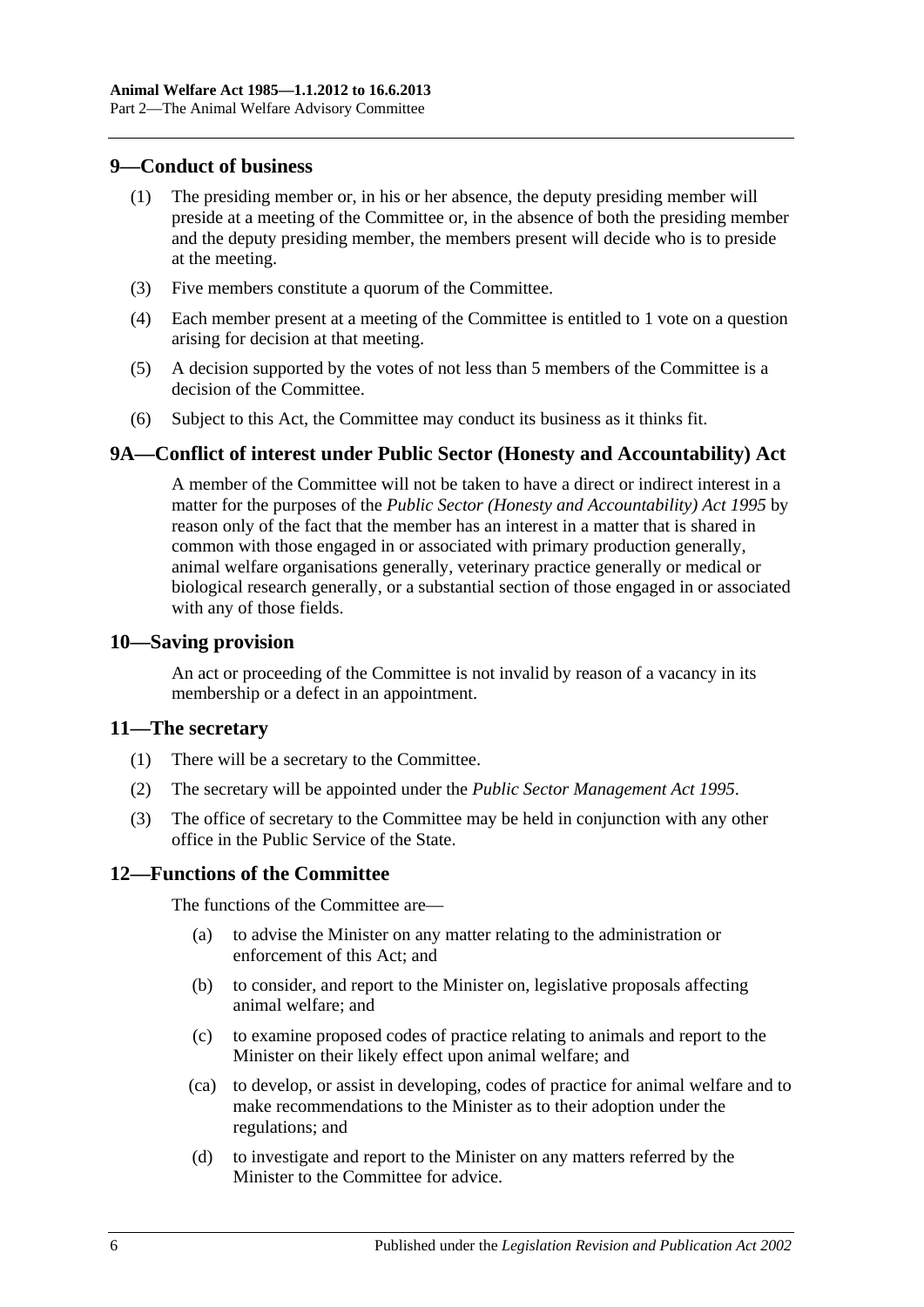## 9—Conduct of business

(1) The presiding member or, in his or her absence, the deputy presiding member will preside at a meeting of the Committee or, in the absence of both the presiding member and the deputy presiding member, the members present will decide who is to preside at the meeting.

(3) Five members constitute a quorum of the Committee.

(4) Each member present at a meeting of the Committee is entitled to 1 vote on a question arising for decision at that meeting.

(5) A decision supported by the votes of not less than 5 members of the Committee is a decision of the Committee.

(6) Subject to this Act, the Committee may conduct its business as it thinks fit.

## 9A—Conflict of interest under Public Sector (Honesty and Accountability) Act

A member of the Committee will not be taken to have a direct or indirect interest in a matter for the purposes of the *Public Sector (Honesty and Accountability) Act 1995* by reason only of the fact that the member has an interest in a matter that is shared in common with those engaged in or associated with primary production generally, animal welfare organisations generally, veterinary practice generally or medical or biological research generally, or a substantial section of those engaged in or associated with any of those fields.

## 10—Saving provision

An act or proceeding of the Committee is not invalid by reason of a vacancy in its membership or a defect in an appointment.

## 11—The secretary

(1) There will be a secretary to the Committee.

(2) The secretary will be appointed under the *Public Sector Management Act 1995*.

(3) The office of secretary to the Committee may be held in conjunction with any other office in the Public Service of the State.

## 12—Functions of the Committee

The functions of the Committee are—

(a) to advise the Minister on any matter relating to the administration or enforcement of this Act; and

(b) to consider, and report to the Minister on, legislative proposals affecting animal welfare; and

(c) to examine proposed codes of practice relating to animals and report to the Minister on their likely effect upon animal welfare; and

(ca) to develop, or assist in developing, codes of practice for animal welfare and to make recommendations to the Minister as to their adoption under the regulations; and

(d) to investigate and report to the Minister on any matters referred by the Minister to the Committee for advice.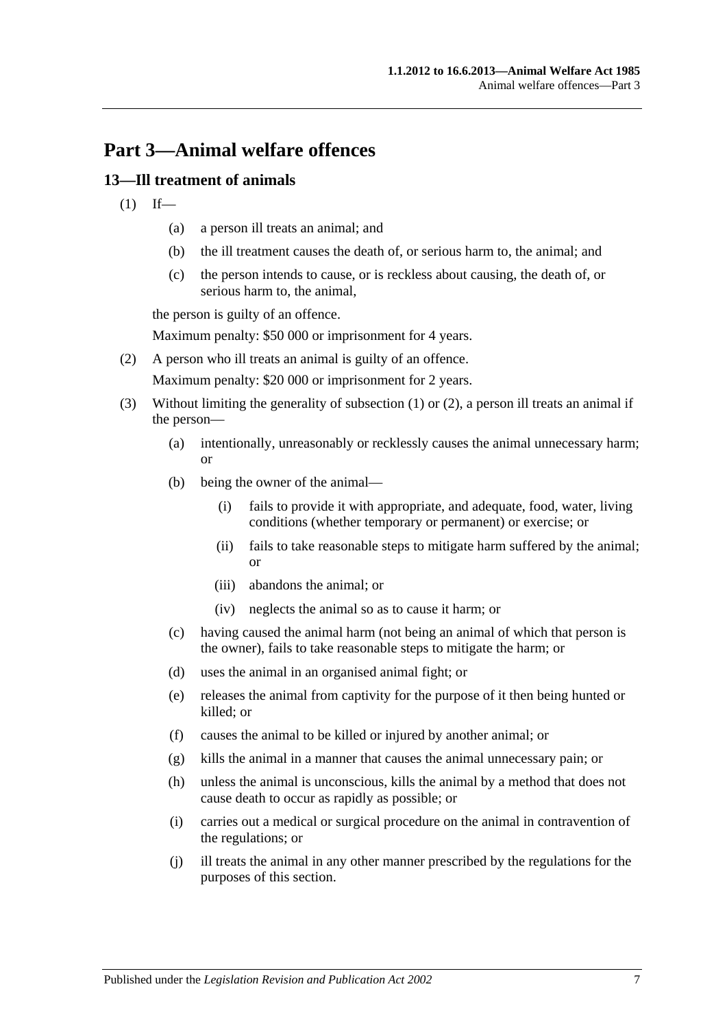# Part 3—Animal welfare offences

## 13—Ill treatment of animals

(1) If—

(a) a person ill treats an animal; and

(b) the ill treatment causes the death of, or serious harm to, the animal; and

(c) the person intends to cause, or is reckless about causing, the death of, or serious harm to, the animal,

the person is guilty of an offence.

Maximum penalty: $50 000 or imprisonment for 4 years.

(2) A person who ill treats an animal is guilty of an offence.

Maximum penalty: $20 000 or imprisonment for 2 years.

(3) Without limiting the generality of subsection (1) or (2), a person ill treats an animal if the person—

(a) intentionally, unreasonably or recklessly causes the animal unnecessary harm; or

(b) being the owner of the animal—

(i) fails to provide it with appropriate, and adequate, food, water, living conditions (whether temporary or permanent) or exercise; or

(ii) fails to take reasonable steps to mitigate harm suffered by the animal; or

(iii) abandons the animal; or

(iv) neglects the animal so as to cause it harm; or

(c) having caused the animal harm (not being an animal of which that person is the owner), fails to take reasonable steps to mitigate the harm; or

(d) uses the animal in an organised animal fight; or

(e) releases the animal from captivity for the purpose of it then being hunted or killed; or

(f) causes the animal to be killed or injured by another animal; or

(g) kills the animal in a manner that causes the animal unnecessary pain; or

(h) unless the animal is unconscious, kills the animal by a method that does not cause death to occur as rapidly as possible; or

(i) carries out a medical or surgical procedure on the animal in contravention of the regulations; or

(j) ill treats the animal in any other manner prescribed by the regulations for the purposes of this section.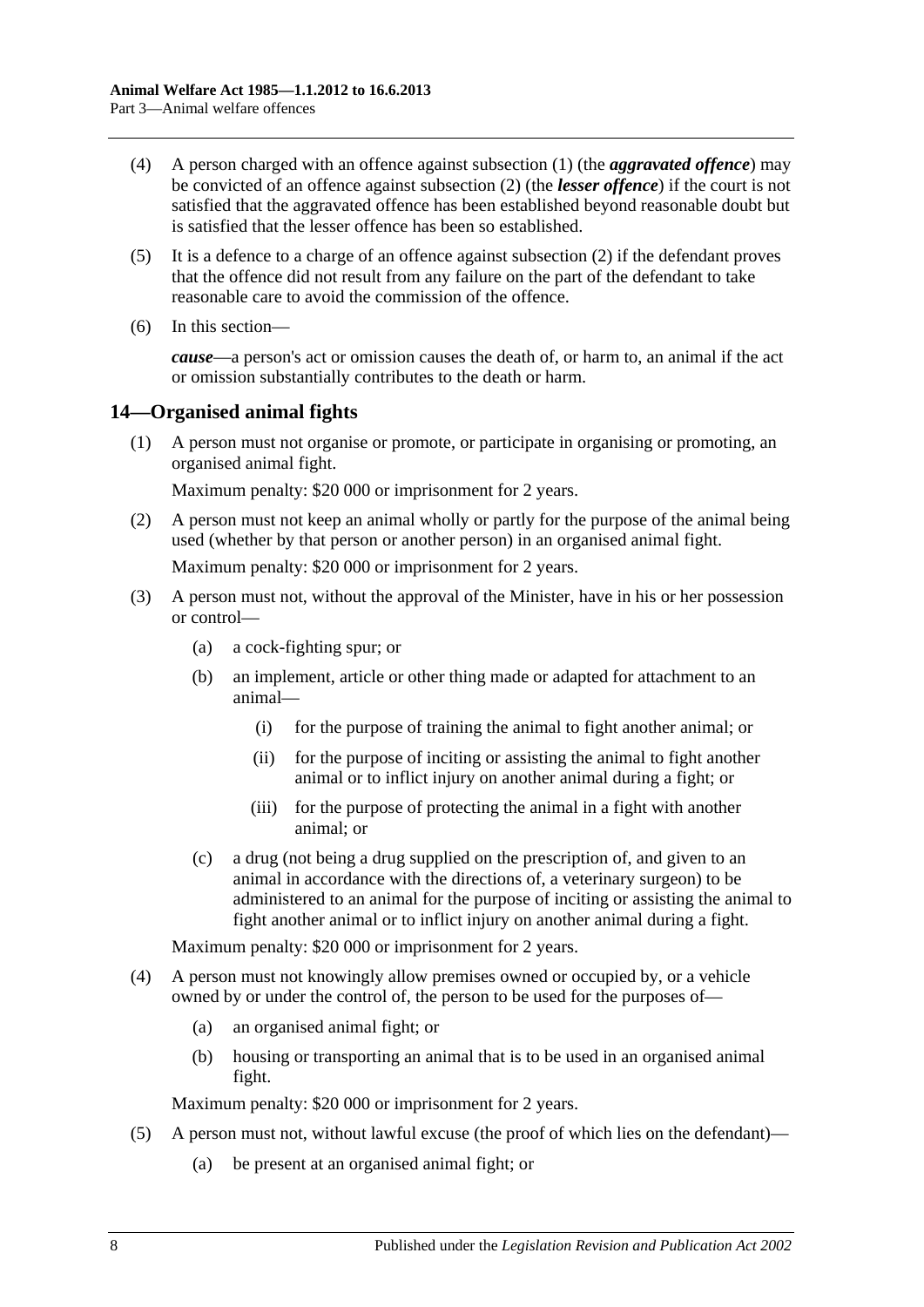(4) A person charged with an offence against subsection (1) (the ***aggravated offence***) may be convicted of an offence against subsection (2) (the ***lesser offence***) if the court is not satisfied that the aggravated offence has been established beyond reasonable doubt but is satisfied that the lesser offence has been so established.

(5) It is a defence to a charge of an offence against subsection (2) if the defendant proves that the offence did not result from any failure on the part of the defendant to take reasonable care to avoid the commission of the offence.

(6) In this section—

***cause***—a person's act or omission causes the death of, or harm to, an animal if the act or omission substantially contributes to the death or harm.

## 14—Organised animal fights

(1) A person must not organise or promote, or participate in organising or promoting, an organised animal fight.

Maximum penalty: $20 000 or imprisonment for 2 years.

(2) A person must not keep an animal wholly or partly for the purpose of the animal being used (whether by that person or another person) in an organised animal fight.

Maximum penalty: $20 000 or imprisonment for 2 years.

(3) A person must not, without the approval of the Minister, have in his or her possession or control—

(a) a cock-fighting spur; or

(b) an implement, article or other thing made or adapted for attachment to an animal—

(i) for the purpose of training the animal to fight another animal; or

(ii) for the purpose of inciting or assisting the animal to fight another animal or to inflict injury on another animal during a fight; or

(iii) for the purpose of protecting the animal in a fight with another animal; or

(c) a drug (not being a drug supplied on the prescription of, and given to an animal in accordance with the directions of, a veterinary surgeon) to be administered to an animal for the purpose of inciting or assisting the animal to fight another animal or to inflict injury on another animal during a fight.

Maximum penalty: $20 000 or imprisonment for 2 years.

(4) A person must not knowingly allow premises owned or occupied by, or a vehicle owned by or under the control of, the person to be used for the purposes of—

(a) an organised animal fight; or

(b) housing or transporting an animal that is to be used in an organised animal fight.

Maximum penalty: $20 000 or imprisonment for 2 years.

(5) A person must not, without lawful excuse (the proof of which lies on the defendant)—

(a) be present at an organised animal fight; or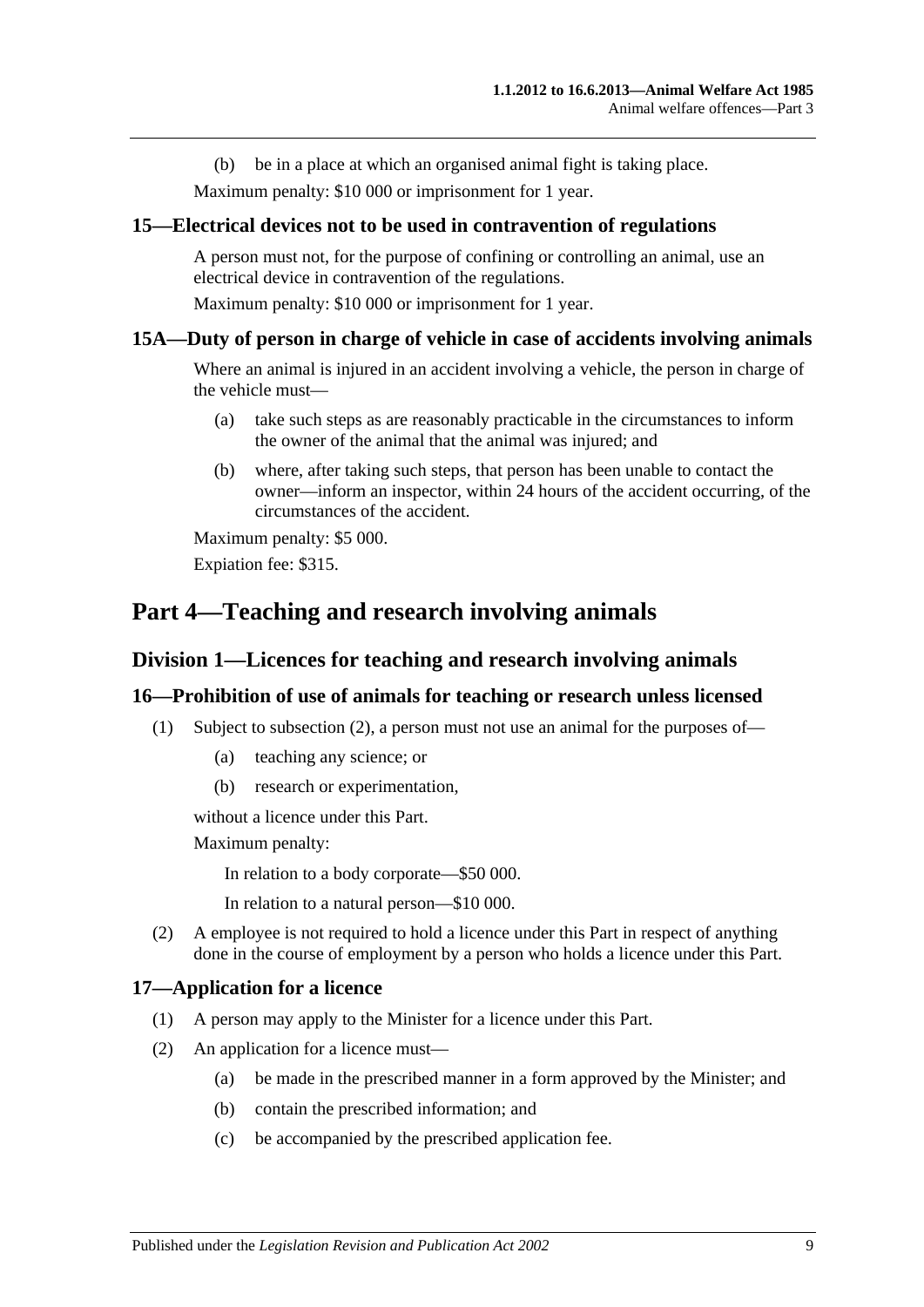(b) be in a place at which an organised animal fight is taking place.

Maximum penalty: $10 000 or imprisonment for 1 year.

### 15—Electrical devices not to be used in contravention of regulations

A person must not, for the purpose of confining or controlling an animal, use an electrical device in contravention of the regulations.

Maximum penalty: $10 000 or imprisonment for 1 year.

### 15A—Duty of person in charge of vehicle in case of accidents involving animals

Where an animal is injured in an accident involving a vehicle, the person in charge of the vehicle must—

(a) take such steps as are reasonably practicable in the circumstances to inform the owner of the animal that the animal was injured; and

(b) where, after taking such steps, that person has been unable to contact the owner—inform an inspector, within 24 hours of the accident occurring, of the circumstances of the accident.

Maximum penalty: $5 000.

Expiation fee: $315.

# Part 4—Teaching and research involving animals

## Division 1—Licences for teaching and research involving animals

### 16—Prohibition of use of animals for teaching or research unless licensed

(1) Subject to subsection (2), a person must not use an animal for the purposes of—

(a) teaching any science; or

(b) research or experimentation,

without a licence under this Part.

Maximum penalty:

In relation to a body corporate—$50 000.

In relation to a natural person—$10 000.

(2) A employee is not required to hold a licence under this Part in respect of anything done in the course of employment by a person who holds a licence under this Part.

### 17—Application for a licence

(1) A person may apply to the Minister for a licence under this Part.

(2) An application for a licence must—

(a) be made in the prescribed manner in a form approved by the Minister; and

(b) contain the prescribed information; and

(c) be accompanied by the prescribed application fee.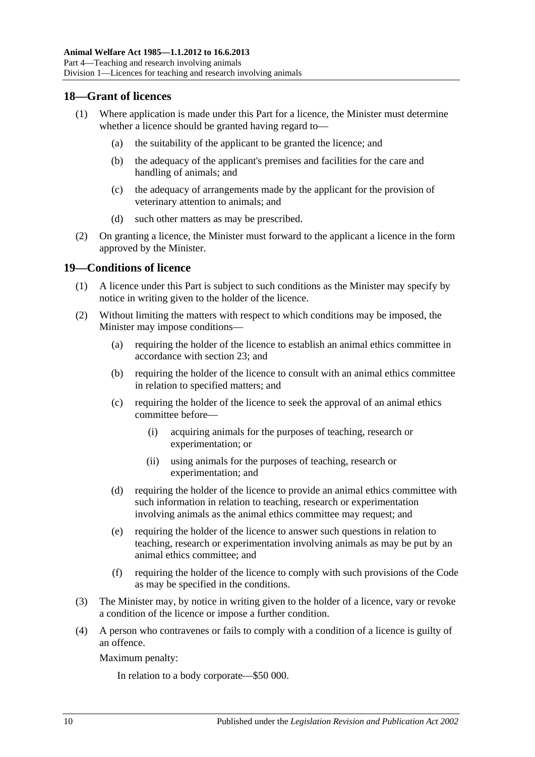## 18—Grant of licences

(1) Where application is made under this Part for a licence, the Minister must determine whether a licence should be granted having regard to—

(a) the suitability of the applicant to be granted the licence; and

(b) the adequacy of the applicant's premises and facilities for the care and handling of animals; and

(c) the adequacy of arrangements made by the applicant for the provision of veterinary attention to animals; and

(d) such other matters as may be prescribed.

(2) On granting a licence, the Minister must forward to the applicant a licence in the form approved by the Minister.

## 19—Conditions of licence

(1) A licence under this Part is subject to such conditions as the Minister may specify by notice in writing given to the holder of the licence.

(2) Without limiting the matters with respect to which conditions may be imposed, the Minister may impose conditions—

(a) requiring the holder of the licence to establish an animal ethics committee in accordance with section 23; and

(b) requiring the holder of the licence to consult with an animal ethics committee in relation to specified matters; and

(c) requiring the holder of the licence to seek the approval of an animal ethics committee before—

(i) acquiring animals for the purposes of teaching, research or experimentation; or

(ii) using animals for the purposes of teaching, research or experimentation; and

(d) requiring the holder of the licence to provide an animal ethics committee with such information in relation to teaching, research or experimentation involving animals as the animal ethics committee may request; and

(e) requiring the holder of the licence to answer such questions in relation to teaching, research or experimentation involving animals as may be put by an animal ethics committee; and

(f) requiring the holder of the licence to comply with such provisions of the Code as may be specified in the conditions.

(3) The Minister may, by notice in writing given to the holder of a licence, vary or revoke a condition of the licence or impose a further condition.

(4) A person who contravenes or fails to comply with a condition of a licence is guilty of an offence.

Maximum penalty:

In relation to a body corporate—$50 000.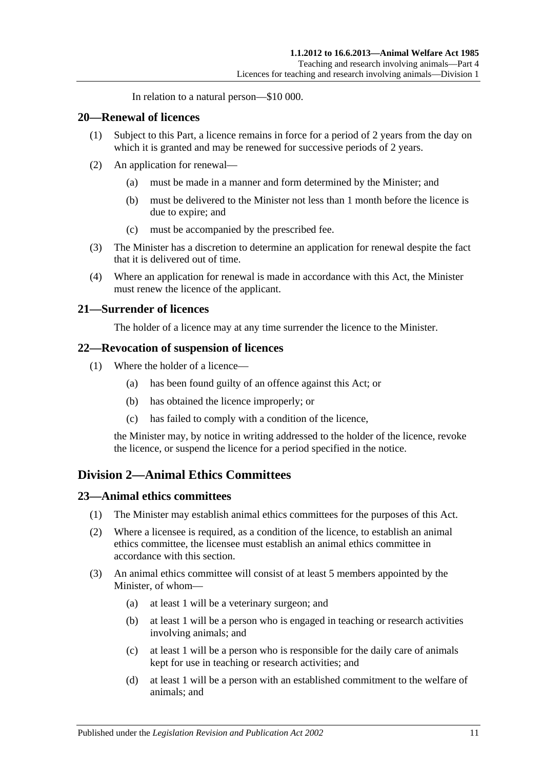In relation to a natural person—$10 000.

## 20—Renewal of licences

(1) Subject to this Part, a licence remains in force for a period of 2 years from the day on which it is granted and may be renewed for successive periods of 2 years.

(2) An application for renewal—

(a) must be made in a manner and form determined by the Minister; and

(b) must be delivered to the Minister not less than 1 month before the licence is due to expire; and

(c) must be accompanied by the prescribed fee.

(3) The Minister has a discretion to determine an application for renewal despite the fact that it is delivered out of time.

(4) Where an application for renewal is made in accordance with this Act, the Minister must renew the licence of the applicant.

## 21—Surrender of licences

The holder of a licence may at any time surrender the licence to the Minister.

## 22—Revocation of suspension of licences

(1) Where the holder of a licence—

(a) has been found guilty of an offence against this Act; or

(b) has obtained the licence improperly; or

(c) has failed to comply with a condition of the licence,

the Minister may, by notice in writing addressed to the holder of the licence, revoke the licence, or suspend the licence for a period specified in the notice.

# Division 2—Animal Ethics Committees

## 23—Animal ethics committees

(1) The Minister may establish animal ethics committees for the purposes of this Act.

(2) Where a licensee is required, as a condition of the licence, to establish an animal ethics committee, the licensee must establish an animal ethics committee in accordance with this section.

(3) An animal ethics committee will consist of at least 5 members appointed by the Minister, of whom—

(a) at least 1 will be a veterinary surgeon; and

(b) at least 1 will be a person who is engaged in teaching or research activities involving animals; and

(c) at least 1 will be a person who is responsible for the daily care of animals kept for use in teaching or research activities; and

(d) at least 1 will be a person with an established commitment to the welfare of animals; and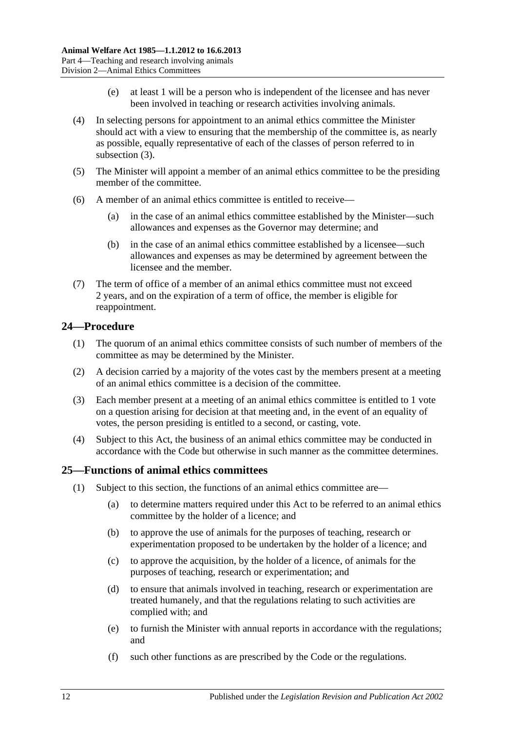(e) at least 1 will be a person who is independent of the licensee and has never been involved in teaching or research activities involving animals.

(4) In selecting persons for appointment to an animal ethics committee the Minister should act with a view to ensuring that the membership of the committee is, as nearly as possible, equally representative of each of the classes of person referred to in subsection (3).

(5) The Minister will appoint a member of an animal ethics committee to be the presiding member of the committee.

(6) A member of an animal ethics committee is entitled to receive—

(a) in the case of an animal ethics committee established by the Minister—such allowances and expenses as the Governor may determine; and

(b) in the case of an animal ethics committee established by a licensee—such allowances and expenses as may be determined by agreement between the licensee and the member.

(7) The term of office of a member of an animal ethics committee must not exceed 2 years, and on the expiration of a term of office, the member is eligible for reappointment.

## 24—Procedure

(1) The quorum of an animal ethics committee consists of such number of members of the committee as may be determined by the Minister.

(2) A decision carried by a majority of the votes cast by the members present at a meeting of an animal ethics committee is a decision of the committee.

(3) Each member present at a meeting of an animal ethics committee is entitled to 1 vote on a question arising for decision at that meeting and, in the event of an equality of votes, the person presiding is entitled to a second, or casting, vote.

(4) Subject to this Act, the business of an animal ethics committee may be conducted in accordance with the Code but otherwise in such manner as the committee determines.

## 25—Functions of animal ethics committees

(1) Subject to this section, the functions of an animal ethics committee are—

(a) to determine matters required under this Act to be referred to an animal ethics committee by the holder of a licence; and

(b) to approve the use of animals for the purposes of teaching, research or experimentation proposed to be undertaken by the holder of a licence; and

(c) to approve the acquisition, by the holder of a licence, of animals for the purposes of teaching, research or experimentation; and

(d) to ensure that animals involved in teaching, research or experimentation are treated humanely, and that the regulations relating to such activities are complied with; and

(e) to furnish the Minister with annual reports in accordance with the regulations; and

(f) such other functions as are prescribed by the Code or the regulations.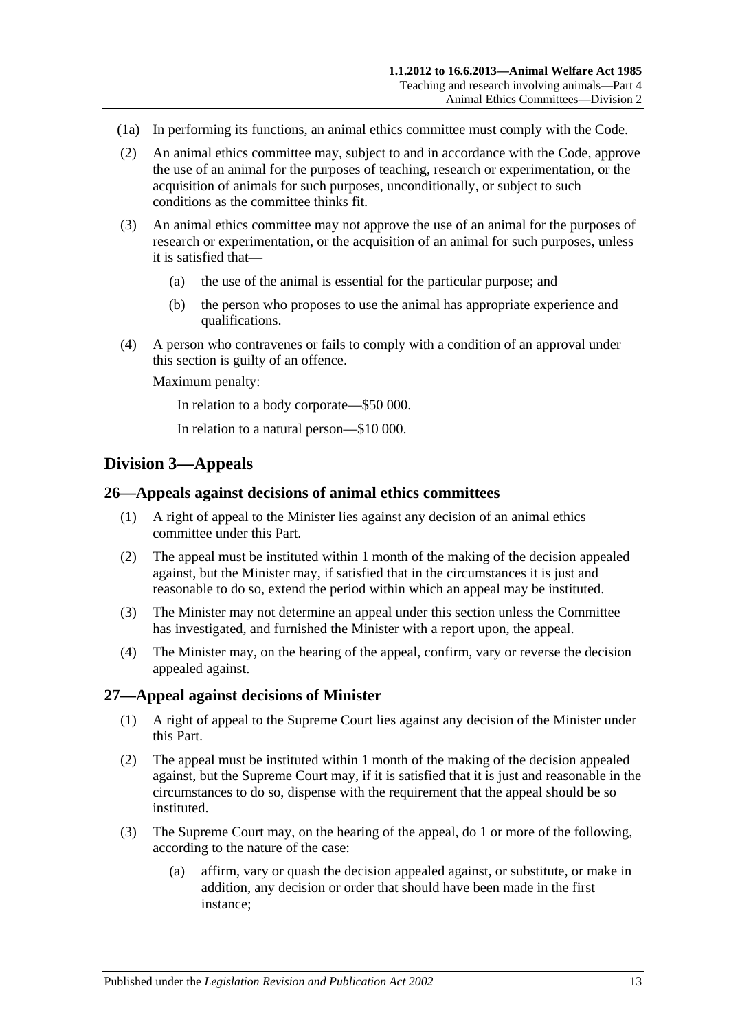(1a) In performing its functions, an animal ethics committee must comply with the Code.

(2) An animal ethics committee may, subject to and in accordance with the Code, approve the use of an animal for the purposes of teaching, research or experimentation, or the acquisition of animals for such purposes, unconditionally, or subject to such conditions as the committee thinks fit.

(3) An animal ethics committee may not approve the use of an animal for the purposes of research or experimentation, or the acquisition of an animal for such purposes, unless it is satisfied that—

- (a) the use of the animal is essential for the particular purpose; and
- (b) the person who proposes to use the animal has appropriate experience and qualifications.

(4) A person who contravenes or fails to comply with a condition of an approval under this section is guilty of an offence.

Maximum penalty:

In relation to a body corporate—$50 000.

In relation to a natural person—$10 000.

## Division 3—Appeals

### 26—Appeals against decisions of animal ethics committees

(1) A right of appeal to the Minister lies against any decision of an animal ethics committee under this Part.

(2) The appeal must be instituted within 1 month of the making of the decision appealed against, but the Minister may, if satisfied that in the circumstances it is just and reasonable to do so, extend the period within which an appeal may be instituted.

(3) The Minister may not determine an appeal under this section unless the Committee has investigated, and furnished the Minister with a report upon, the appeal.

(4) The Minister may, on the hearing of the appeal, confirm, vary or reverse the decision appealed against.

### 27—Appeal against decisions of Minister

(1) A right of appeal to the Supreme Court lies against any decision of the Minister under this Part.

(2) The appeal must be instituted within 1 month of the making of the decision appealed against, but the Supreme Court may, if it is satisfied that it is just and reasonable in the circumstances to do so, dispense with the requirement that the appeal should be so instituted.

(3) The Supreme Court may, on the hearing of the appeal, do 1 or more of the following, according to the nature of the case:

- (a) affirm, vary or quash the decision appealed against, or substitute, or make in addition, any decision or order that should have been made in the first instance;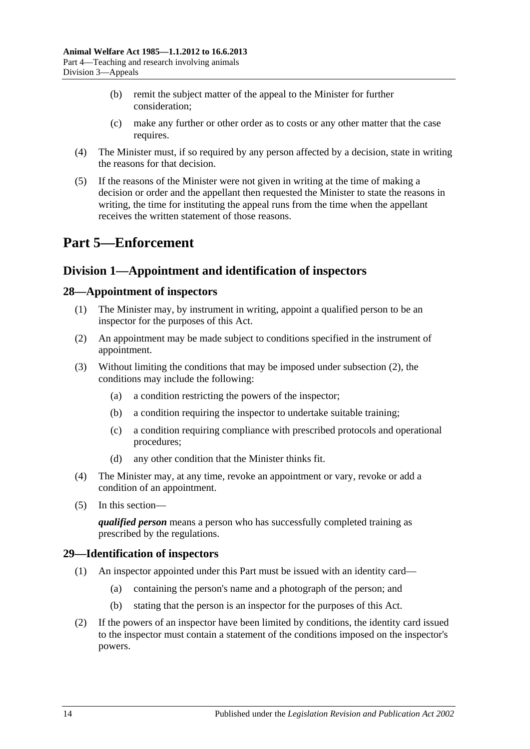(b) remit the subject matter of the appeal to the Minister for further consideration;

(c) make any further or other order as to costs or any other matter that the case requires.

(4) The Minister must, if so required by any person affected by a decision, state in writing the reasons for that decision.

(5) If the reasons of the Minister were not given in writing at the time of making a decision or order and the appellant then requested the Minister to state the reasons in writing, the time for instituting the appeal runs from the time when the appellant receives the written statement of those reasons.

# Part 5—Enforcement

## Division 1—Appointment and identification of inspectors

### 28—Appointment of inspectors

(1) The Minister may, by instrument in writing, appoint a qualified person to be an inspector for the purposes of this Act.

(2) An appointment may be made subject to conditions specified in the instrument of appointment.

(3) Without limiting the conditions that may be imposed under subsection (2), the conditions may include the following:

(a) a condition restricting the powers of the inspector;

(b) a condition requiring the inspector to undertake suitable training;

(c) a condition requiring compliance with prescribed protocols and operational procedures;

(d) any other condition that the Minister thinks fit.

(4) The Minister may, at any time, revoke an appointment or vary, revoke or add a condition of an appointment.

(5) In this section—

***qualified person*** means a person who has successfully completed training as prescribed by the regulations.

### 29—Identification of inspectors

(1) An inspector appointed under this Part must be issued with an identity card—

(a) containing the person's name and a photograph of the person; and

(b) stating that the person is an inspector for the purposes of this Act.

(2) If the powers of an inspector have been limited by conditions, the identity card issued to the inspector must contain a statement of the conditions imposed on the inspector's powers.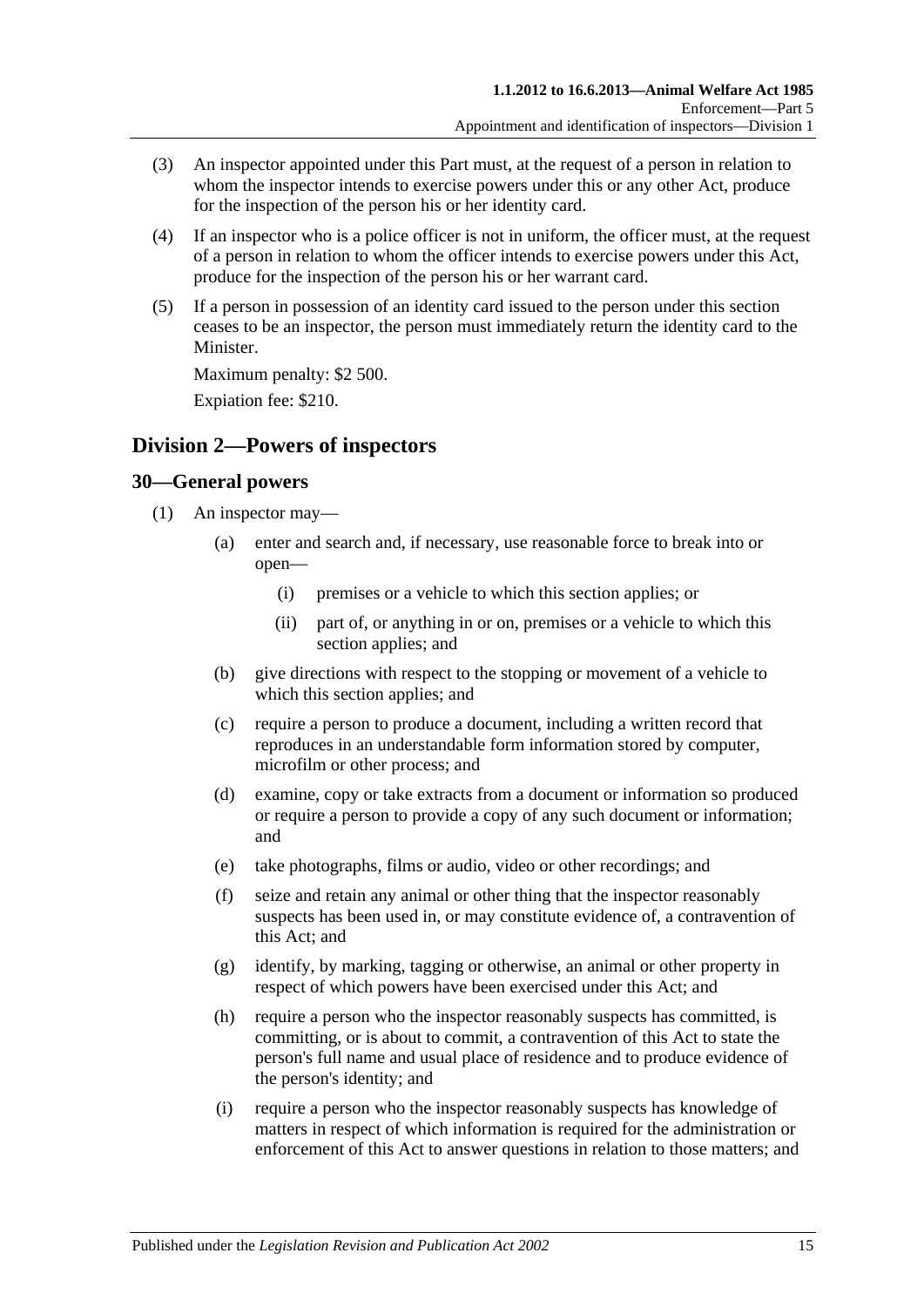(3) An inspector appointed under this Part must, at the request of a person in relation to whom the inspector intends to exercise powers under this or any other Act, produce for the inspection of the person his or her identity card.

(4) If an inspector who is a police officer is not in uniform, the officer must, at the request of a person in relation to whom the officer intends to exercise powers under this Act, produce for the inspection of the person his or her warrant card.

(5) If a person in possession of an identity card issued to the person under this section ceases to be an inspector, the person must immediately return the identity card to the Minister.

Maximum penalty: $2 500.

Expiation fee: $210.

## Division 2—Powers of inspectors

### 30—General powers

(1) An inspector may—

(a) enter and search and, if necessary, use reasonable force to break into or open—

(i) premises or a vehicle to which this section applies; or

(ii) part of, or anything in or on, premises or a vehicle to which this section applies; and

(b) give directions with respect to the stopping or movement of a vehicle to which this section applies; and

(c) require a person to produce a document, including a written record that reproduces in an understandable form information stored by computer, microfilm or other process; and

(d) examine, copy or take extracts from a document or information so produced or require a person to provide a copy of any such document or information; and

(e) take photographs, films or audio, video or other recordings; and

(f) seize and retain any animal or other thing that the inspector reasonably suspects has been used in, or may constitute evidence of, a contravention of this Act; and

(g) identify, by marking, tagging or otherwise, an animal or other property in respect of which powers have been exercised under this Act; and

(h) require a person who the inspector reasonably suspects has committed, is committing, or is about to commit, a contravention of this Act to state the person's full name and usual place of residence and to produce evidence of the person's identity; and

(i) require a person who the inspector reasonably suspects has knowledge of matters in respect of which information is required for the administration or enforcement of this Act to answer questions in relation to those matters; and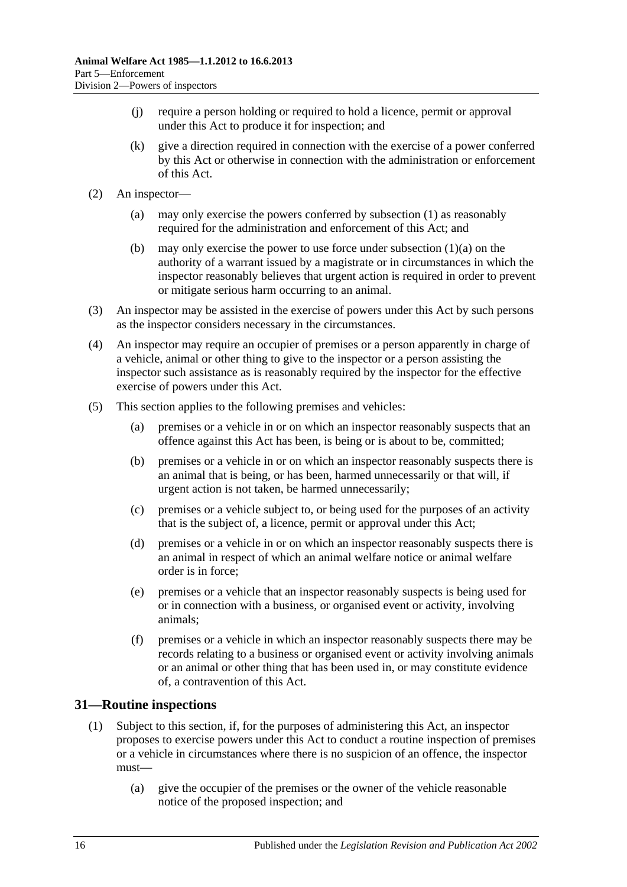(j) require a person holding or required to hold a licence, permit or approval under this Act to produce it for inspection; and

(k) give a direction required in connection with the exercise of a power conferred by this Act or otherwise in connection with the administration or enforcement of this Act.

(2) An inspector—

(a) may only exercise the powers conferred by subsection (1) as reasonably required for the administration and enforcement of this Act; and

(b) may only exercise the power to use force under subsection (1)(a) on the authority of a warrant issued by a magistrate or in circumstances in which the inspector reasonably believes that urgent action is required in order to prevent or mitigate serious harm occurring to an animal.

(3) An inspector may be assisted in the exercise of powers under this Act by such persons as the inspector considers necessary in the circumstances.

(4) An inspector may require an occupier of premises or a person apparently in charge of a vehicle, animal or other thing to give to the inspector or a person assisting the inspector such assistance as is reasonably required by the inspector for the effective exercise of powers under this Act.

(5) This section applies to the following premises and vehicles:

(a) premises or a vehicle in or on which an inspector reasonably suspects that an offence against this Act has been, is being or is about to be, committed;

(b) premises or a vehicle in or on which an inspector reasonably suspects there is an animal that is being, or has been, harmed unnecessarily or that will, if urgent action is not taken, be harmed unnecessarily;

(c) premises or a vehicle subject to, or being used for the purposes of an activity that is the subject of, a licence, permit or approval under this Act;

(d) premises or a vehicle in or on which an inspector reasonably suspects there is an animal in respect of which an animal welfare notice or animal welfare order is in force;

(e) premises or a vehicle that an inspector reasonably suspects is being used for or in connection with a business, or organised event or activity, involving animals;

(f) premises or a vehicle in which an inspector reasonably suspects there may be records relating to a business or organised event or activity involving animals or an animal or other thing that has been used in, or may constitute evidence of, a contravention of this Act.

## 31—Routine inspections

(1) Subject to this section, if, for the purposes of administering this Act, an inspector proposes to exercise powers under this Act to conduct a routine inspection of premises or a vehicle in circumstances where there is no suspicion of an offence, the inspector must—

(a) give the occupier of the premises or the owner of the vehicle reasonable notice of the proposed inspection; and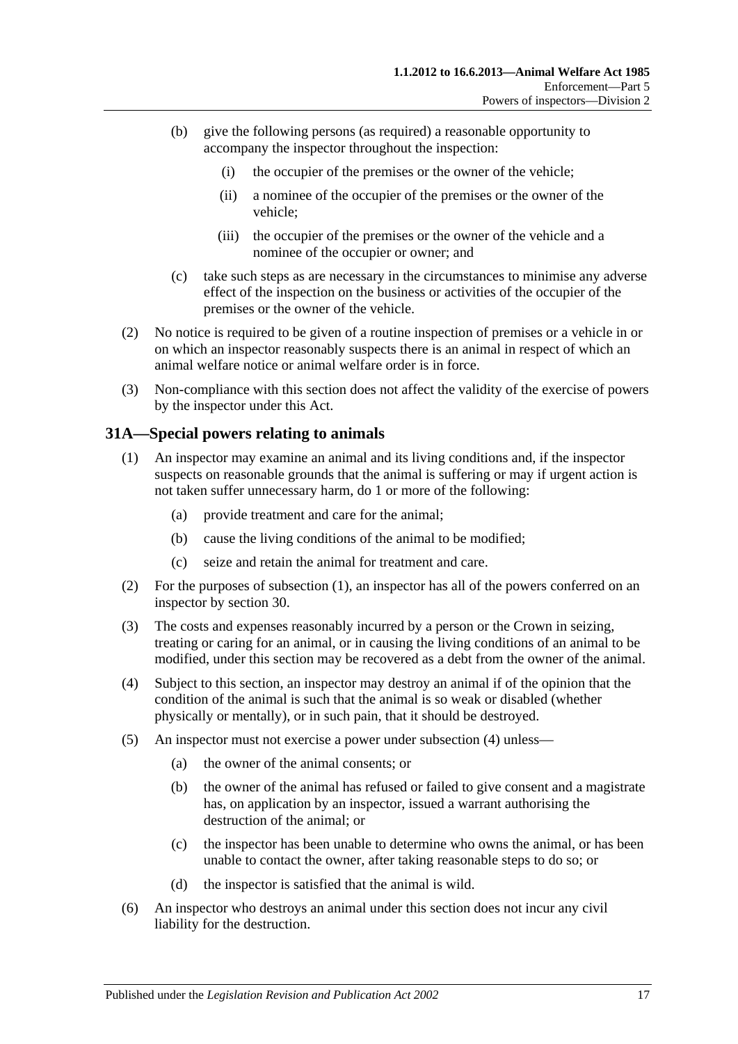(b) give the following persons (as required) a reasonable opportunity to accompany the inspector throughout the inspection:

(i) the occupier of the premises or the owner of the vehicle;

(ii) a nominee of the occupier of the premises or the owner of the vehicle;

(iii) the occupier of the premises or the owner of the vehicle and a nominee of the occupier or owner; and

(c) take such steps as are necessary in the circumstances to minimise any adverse effect of the inspection on the business or activities of the occupier of the premises or the owner of the vehicle.

(2) No notice is required to be given of a routine inspection of premises or a vehicle in or on which an inspector reasonably suspects there is an animal in respect of which an animal welfare notice or animal welfare order is in force.

(3) Non-compliance with this section does not affect the validity of the exercise of powers by the inspector under this Act.

## 31A—Special powers relating to animals

(1) An inspector may examine an animal and its living conditions and, if the inspector suspects on reasonable grounds that the animal is suffering or may if urgent action is not taken suffer unnecessary harm, do 1 or more of the following:

(a) provide treatment and care for the animal;

(b) cause the living conditions of the animal to be modified;

(c) seize and retain the animal for treatment and care.

(2) For the purposes of subsection (1), an inspector has all of the powers conferred on an inspector by section 30.

(3) The costs and expenses reasonably incurred by a person or the Crown in seizing, treating or caring for an animal, or in causing the living conditions of an animal to be modified, under this section may be recovered as a debt from the owner of the animal.

(4) Subject to this section, an inspector may destroy an animal if of the opinion that the condition of the animal is such that the animal is so weak or disabled (whether physically or mentally), or in such pain, that it should be destroyed.

(5) An inspector must not exercise a power under subsection (4) unless—

(a) the owner of the animal consents; or

(b) the owner of the animal has refused or failed to give consent and a magistrate has, on application by an inspector, issued a warrant authorising the destruction of the animal; or

(c) the inspector has been unable to determine who owns the animal, or has been unable to contact the owner, after taking reasonable steps to do so; or

(d) the inspector is satisfied that the animal is wild.

(6) An inspector who destroys an animal under this section does not incur any civil liability for the destruction.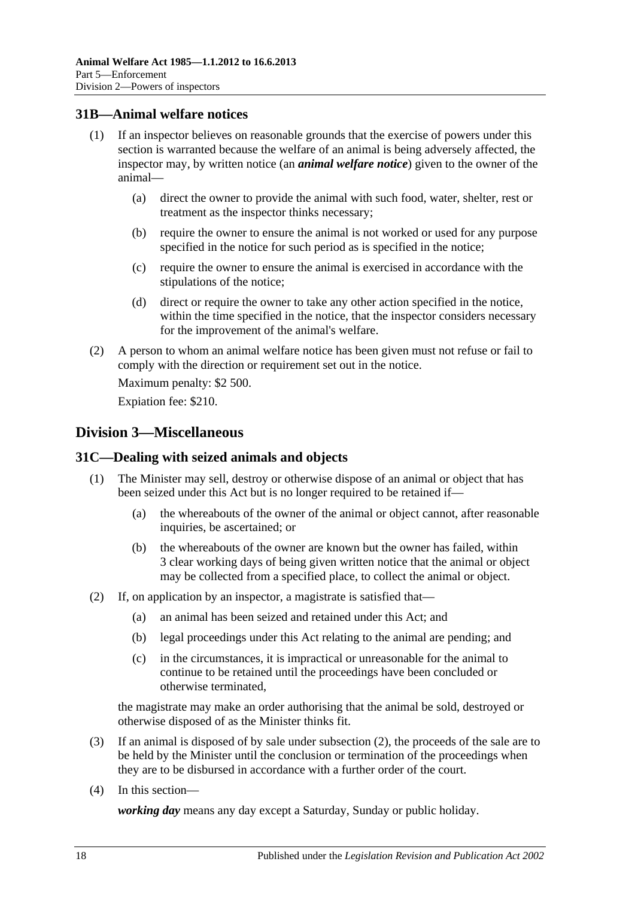## 31B—Animal welfare notices

(1) If an inspector believes on reasonable grounds that the exercise of powers under this section is warranted because the welfare of an animal is being adversely affected, the inspector may, by written notice (an ***animal welfare notice***) given to the owner of the animal—

- (a) direct the owner to provide the animal with such food, water, shelter, rest or treatment as the inspector thinks necessary;
- (b) require the owner to ensure the animal is not worked or used for any purpose specified in the notice for such period as is specified in the notice;
- (c) require the owner to ensure the animal is exercised in accordance with the stipulations of the notice;
- (d) direct or require the owner to take any other action specified in the notice, within the time specified in the notice, that the inspector considers necessary for the improvement of the animal's welfare.

(2) A person to whom an animal welfare notice has been given must not refuse or fail to comply with the direction or requirement set out in the notice.

Maximum penalty: $2 500.

Expiation fee: $210.

# Division 3—Miscellaneous

## 31C—Dealing with seized animals and objects

(1) The Minister may sell, destroy or otherwise dispose of an animal or object that has been seized under this Act but is no longer required to be retained if—

- (a) the whereabouts of the owner of the animal or object cannot, after reasonable inquiries, be ascertained; or
- (b) the whereabouts of the owner are known but the owner has failed, within 3 clear working days of being given written notice that the animal or object may be collected from a specified place, to collect the animal or object.

(2) If, on application by an inspector, a magistrate is satisfied that—

- (a) an animal has been seized and retained under this Act; and
- (b) legal proceedings under this Act relating to the animal are pending; and
- (c) in the circumstances, it is impractical or unreasonable for the animal to continue to be retained until the proceedings have been concluded or otherwise terminated,

the magistrate may make an order authorising that the animal be sold, destroyed or otherwise disposed of as the Minister thinks fit.

(3) If an animal is disposed of by sale under subsection (2), the proceeds of the sale are to be held by the Minister until the conclusion or termination of the proceedings when they are to be disbursed in accordance with a further order of the court.

(4) In this section—

***working day*** means any day except a Saturday, Sunday or public holiday.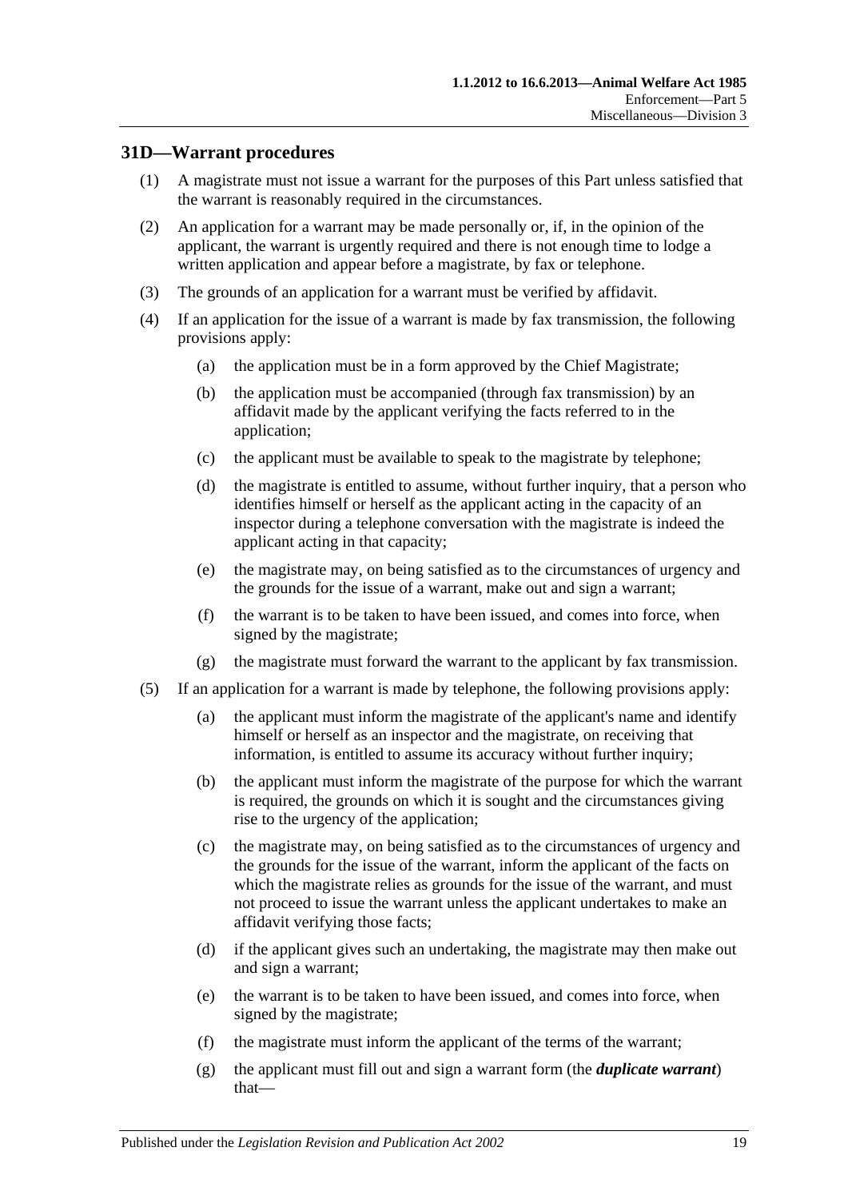## 31D—Warrant procedures

(1) A magistrate must not issue a warrant for the purposes of this Part unless satisfied that the warrant is reasonably required in the circumstances.

(2) An application for a warrant may be made personally or, if, in the opinion of the applicant, the warrant is urgently required and there is not enough time to lodge a written application and appear before a magistrate, by fax or telephone.

(3) The grounds of an application for a warrant must be verified by affidavit.

(4) If an application for the issue of a warrant is made by fax transmission, the following provisions apply:

(a) the application must be in a form approved by the Chief Magistrate;

(b) the application must be accompanied (through fax transmission) by an affidavit made by the applicant verifying the facts referred to in the application;

(c) the applicant must be available to speak to the magistrate by telephone;

(d) the magistrate is entitled to assume, without further inquiry, that a person who identifies himself or herself as the applicant acting in the capacity of an inspector during a telephone conversation with the magistrate is indeed the applicant acting in that capacity;

(e) the magistrate may, on being satisfied as to the circumstances of urgency and the grounds for the issue of a warrant, make out and sign a warrant;

(f) the warrant is to be taken to have been issued, and comes into force, when signed by the magistrate;

(g) the magistrate must forward the warrant to the applicant by fax transmission.

(5) If an application for a warrant is made by telephone, the following provisions apply:

(a) the applicant must inform the magistrate of the applicant's name and identify himself or herself as an inspector and the magistrate, on receiving that information, is entitled to assume its accuracy without further inquiry;

(b) the applicant must inform the magistrate of the purpose for which the warrant is required, the grounds on which it is sought and the circumstances giving rise to the urgency of the application;

(c) the magistrate may, on being satisfied as to the circumstances of urgency and the grounds for the issue of the warrant, inform the applicant of the facts on which the magistrate relies as grounds for the issue of the warrant, and must not proceed to issue the warrant unless the applicant undertakes to make an affidavit verifying those facts;

(d) if the applicant gives such an undertaking, the magistrate may then make out and sign a warrant;

(e) the warrant is to be taken to have been issued, and comes into force, when signed by the magistrate;

(f) the magistrate must inform the applicant of the terms of the warrant;

(g) the applicant must fill out and sign a warrant form (the ***duplicate warrant***) that—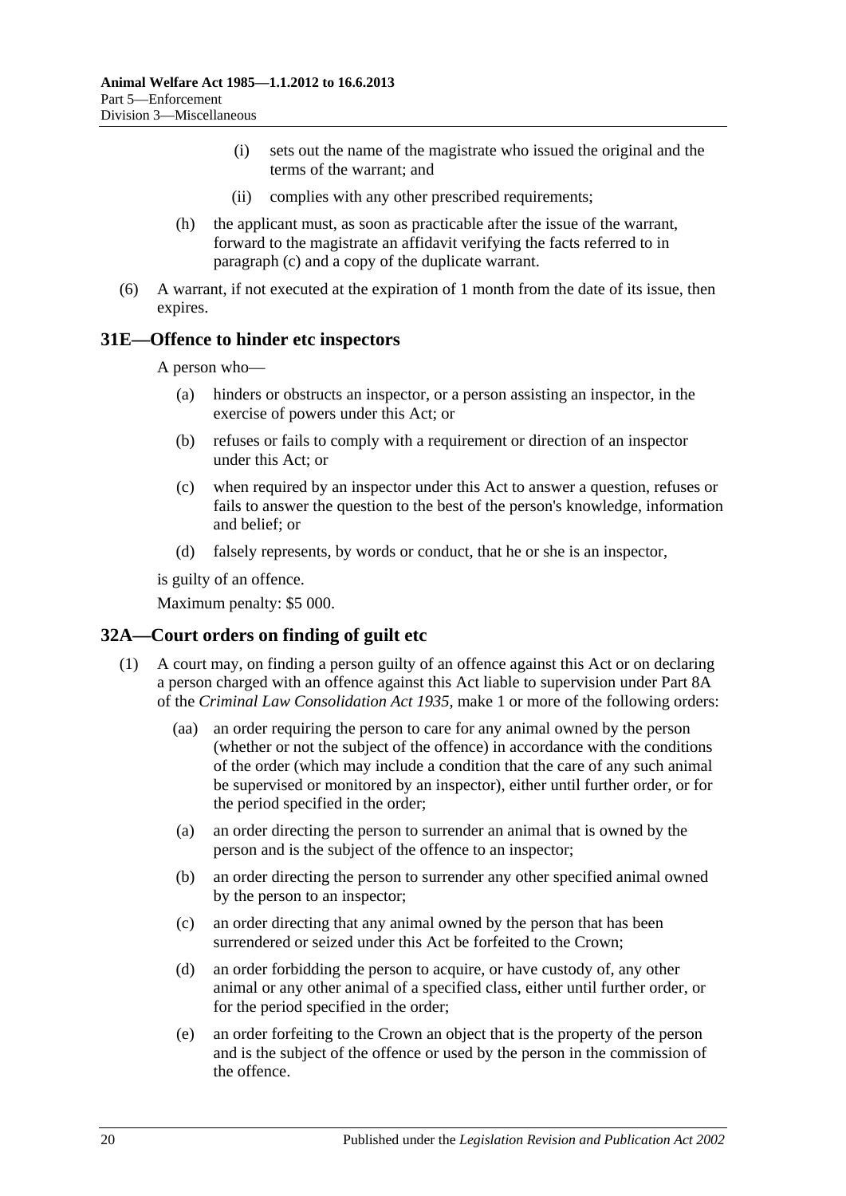(i) sets out the name of the magistrate who issued the original and the terms of the warrant; and

(ii) complies with any other prescribed requirements;

(h) the applicant must, as soon as practicable after the issue of the warrant, forward to the magistrate an affidavit verifying the facts referred to in paragraph (c) and a copy of the duplicate warrant.

(6) A warrant, if not executed at the expiration of 1 month from the date of its issue, then expires.

## 31E—Offence to hinder etc inspectors

A person who—

(a) hinders or obstructs an inspector, or a person assisting an inspector, in the exercise of powers under this Act; or

(b) refuses or fails to comply with a requirement or direction of an inspector under this Act; or

(c) when required by an inspector under this Act to answer a question, refuses or fails to answer the question to the best of the person's knowledge, information and belief; or

(d) falsely represents, by words or conduct, that he or she is an inspector,

is guilty of an offence.

Maximum penalty: $5 000.

## 32A—Court orders on finding of guilt etc

(1) A court may, on finding a person guilty of an offence against this Act or on declaring a person charged with an offence against this Act liable to supervision under Part 8A of the *Criminal Law Consolidation Act 1935*, make 1 or more of the following orders:

(aa) an order requiring the person to care for any animal owned by the person (whether or not the subject of the offence) in accordance with the conditions of the order (which may include a condition that the care of any such animal be supervised or monitored by an inspector), either until further order, or for the period specified in the order;

(a) an order directing the person to surrender an animal that is owned by the person and is the subject of the offence to an inspector;

(b) an order directing the person to surrender any other specified animal owned by the person to an inspector;

(c) an order directing that any animal owned by the person that has been surrendered or seized under this Act be forfeited to the Crown;

(d) an order forbidding the person to acquire, or have custody of, any other animal or any other animal of a specified class, either until further order, or for the period specified in the order;

(e) an order forfeiting to the Crown an object that is the property of the person and is the subject of the offence or used by the person in the commission of the offence.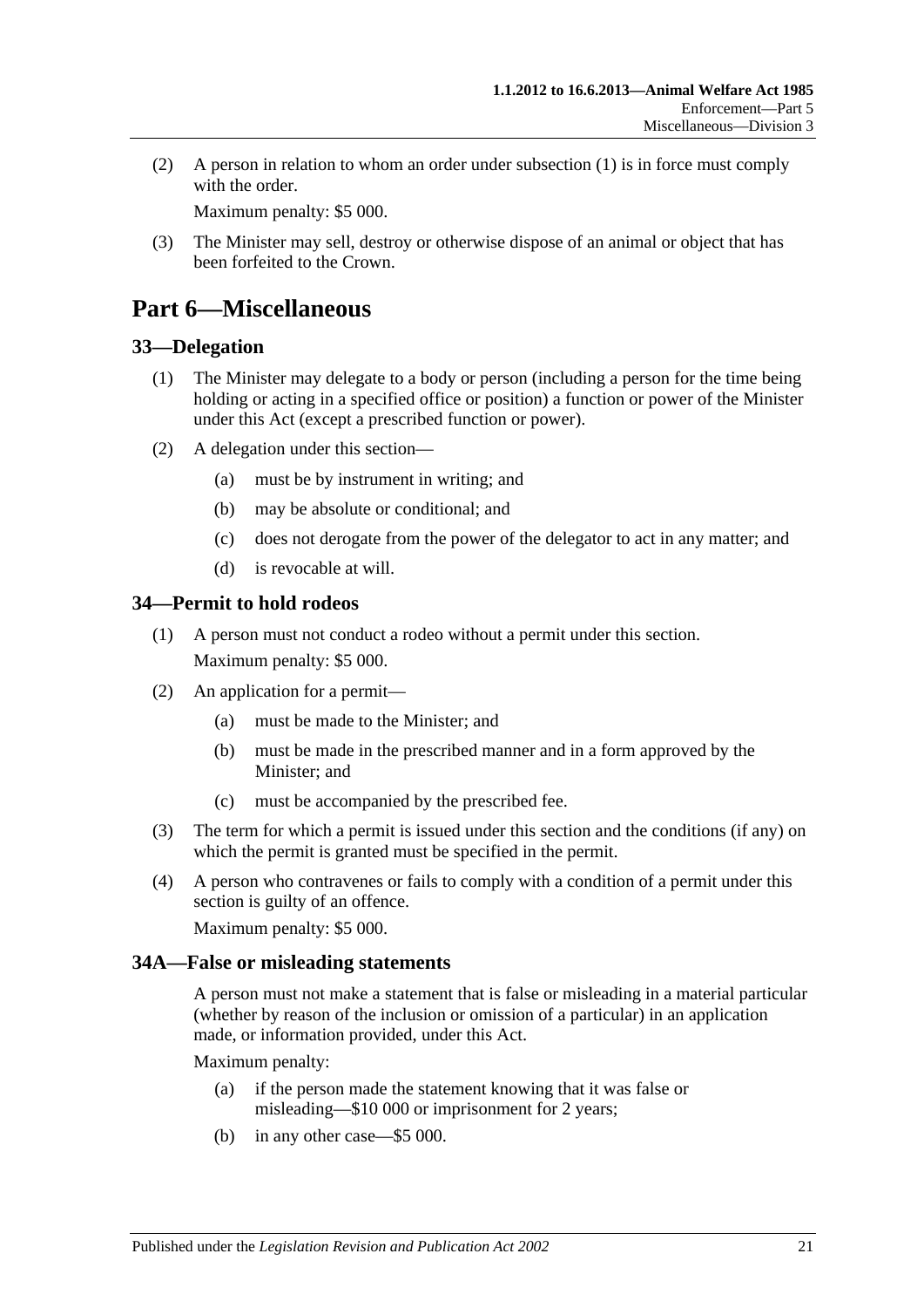(2) A person in relation to whom an order under subsection (1) is in force must comply with the order.

Maximum penalty: $5 000.

(3) The Minister may sell, destroy or otherwise dispose of an animal or object that has been forfeited to the Crown.

# Part 6—Miscellaneous

## 33—Delegation

(1) The Minister may delegate to a body or person (including a person for the time being holding or acting in a specified office or position) a function or power of the Minister under this Act (except a prescribed function or power).

(2) A delegation under this section—

(a) must be by instrument in writing; and

(b) may be absolute or conditional; and

(c) does not derogate from the power of the delegator to act in any matter; and

(d) is revocable at will.

## 34—Permit to hold rodeos

(1) A person must not conduct a rodeo without a permit under this section.

Maximum penalty: $5 000.

(2) An application for a permit—

(a) must be made to the Minister; and

(b) must be made in the prescribed manner and in a form approved by the Minister; and

(c) must be accompanied by the prescribed fee.

(3) The term for which a permit is issued under this section and the conditions (if any) on which the permit is granted must be specified in the permit.

(4) A person who contravenes or fails to comply with a condition of a permit under this section is guilty of an offence.

Maximum penalty: $5 000.

## 34A—False or misleading statements

A person must not make a statement that is false or misleading in a material particular (whether by reason of the inclusion or omission of a particular) in an application made, or information provided, under this Act.

Maximum penalty:

(a) if the person made the statement knowing that it was false or misleading—$10 000 or imprisonment for 2 years;

(b) in any other case—$5 000.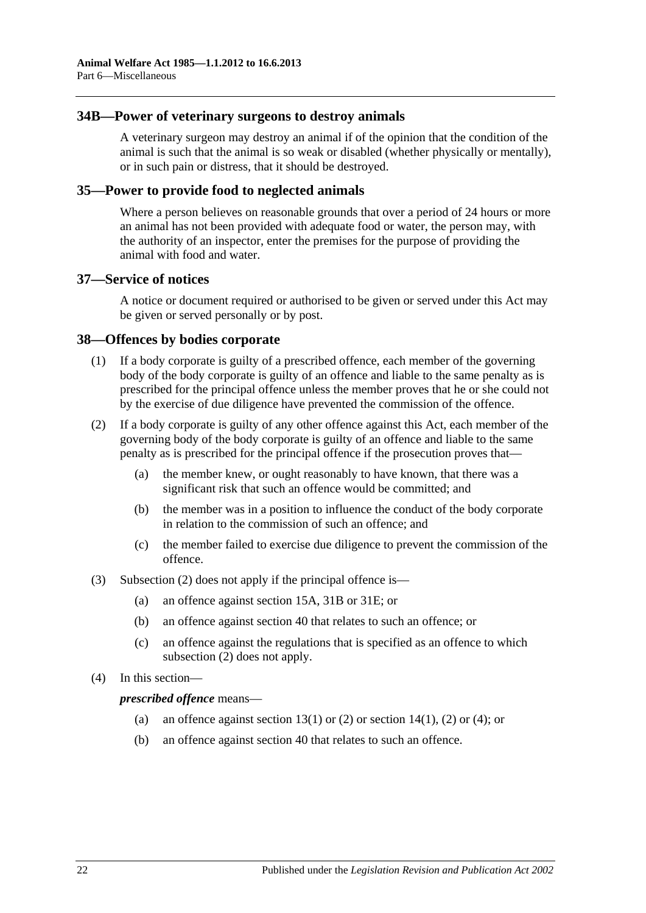## 34B—Power of veterinary surgeons to destroy animals

A veterinary surgeon may destroy an animal if of the opinion that the condition of the animal is such that the animal is so weak or disabled (whether physically or mentally), or in such pain or distress, that it should be destroyed.

## 35—Power to provide food to neglected animals

Where a person believes on reasonable grounds that over a period of 24 hours or more an animal has not been provided with adequate food or water, the person may, with the authority of an inspector, enter the premises for the purpose of providing the animal with food and water.

## 37—Service of notices

A notice or document required or authorised to be given or served under this Act may be given or served personally or by post.

## 38—Offences by bodies corporate

(1) If a body corporate is guilty of a prescribed offence, each member of the governing body of the body corporate is guilty of an offence and liable to the same penalty as is prescribed for the principal offence unless the member proves that he or she could not by the exercise of due diligence have prevented the commission of the offence.

(2) If a body corporate is guilty of any other offence against this Act, each member of the governing body of the body corporate is guilty of an offence and liable to the same penalty as is prescribed for the principal offence if the prosecution proves that—

- (a) the member knew, or ought reasonably to have known, that there was a significant risk that such an offence would be committed; and
- (b) the member was in a position to influence the conduct of the body corporate in relation to the commission of such an offence; and
- (c) the member failed to exercise due diligence to prevent the commission of the offence.

(3) Subsection (2) does not apply if the principal offence is—

- (a) an offence against section 15A, 31B or 31E; or
- (b) an offence against section 40 that relates to such an offence; or
- (c) an offence against the regulations that is specified as an offence to which subsection (2) does not apply.

(4) In this section—

***prescribed offence*** means—

- (a) an offence against section 13(1) or (2) or section 14(1), (2) or (4); or
- (b) an offence against section 40 that relates to such an offence.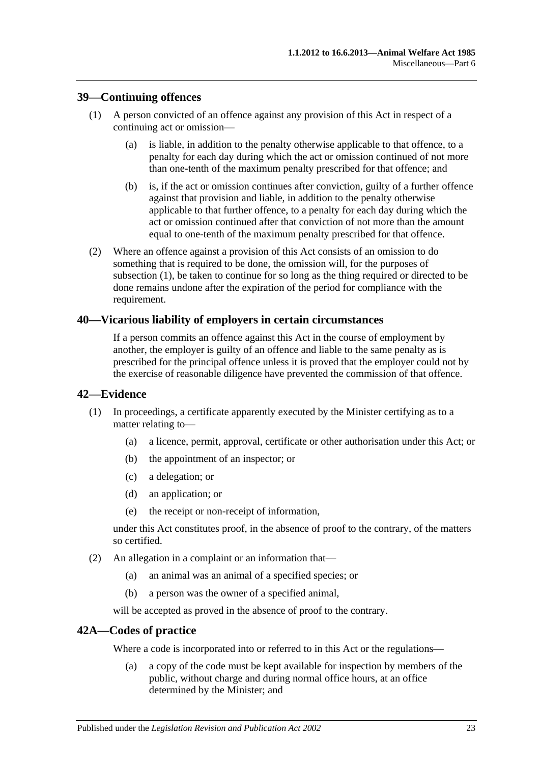## 39—Continuing offences

(1) A person convicted of an offence against any provision of this Act in respect of a continuing act or omission—

  (a) is liable, in addition to the penalty otherwise applicable to that offence, to a penalty for each day during which the act or omission continued of not more than one-tenth of the maximum penalty prescribed for that offence; and

  (b) is, if the act or omission continues after conviction, guilty of a further offence against that provision and liable, in addition to the penalty otherwise applicable to that further offence, to a penalty for each day during which the act or omission continued after that conviction of not more than the amount equal to one-tenth of the maximum penalty prescribed for that offence.

(2) Where an offence against a provision of this Act consists of an omission to do something that is required to be done, the omission will, for the purposes of subsection (1), be taken to continue for so long as the thing required or directed to be done remains undone after the expiration of the period for compliance with the requirement.

## 40—Vicarious liability of employers in certain circumstances

If a person commits an offence against this Act in the course of employment by another, the employer is guilty of an offence and liable to the same penalty as is prescribed for the principal offence unless it is proved that the employer could not by the exercise of reasonable diligence have prevented the commission of that offence.

## 42—Evidence

(1) In proceedings, a certificate apparently executed by the Minister certifying as to a matter relating to—

  (a) a licence, permit, approval, certificate or other authorisation under this Act; or

  (b) the appointment of an inspector; or

  (c) a delegation; or

  (d) an application; or

  (e) the receipt or non-receipt of information,

under this Act constitutes proof, in the absence of proof to the contrary, of the matters so certified.

(2) An allegation in a complaint or an information that—

  (a) an animal was an animal of a specified species; or

  (b) a person was the owner of a specified animal,

will be accepted as proved in the absence of proof to the contrary.

## 42A—Codes of practice

Where a code is incorporated into or referred to in this Act or the regulations—

  (a) a copy of the code must be kept available for inspection by members of the public, without charge and during normal office hours, at an office determined by the Minister; and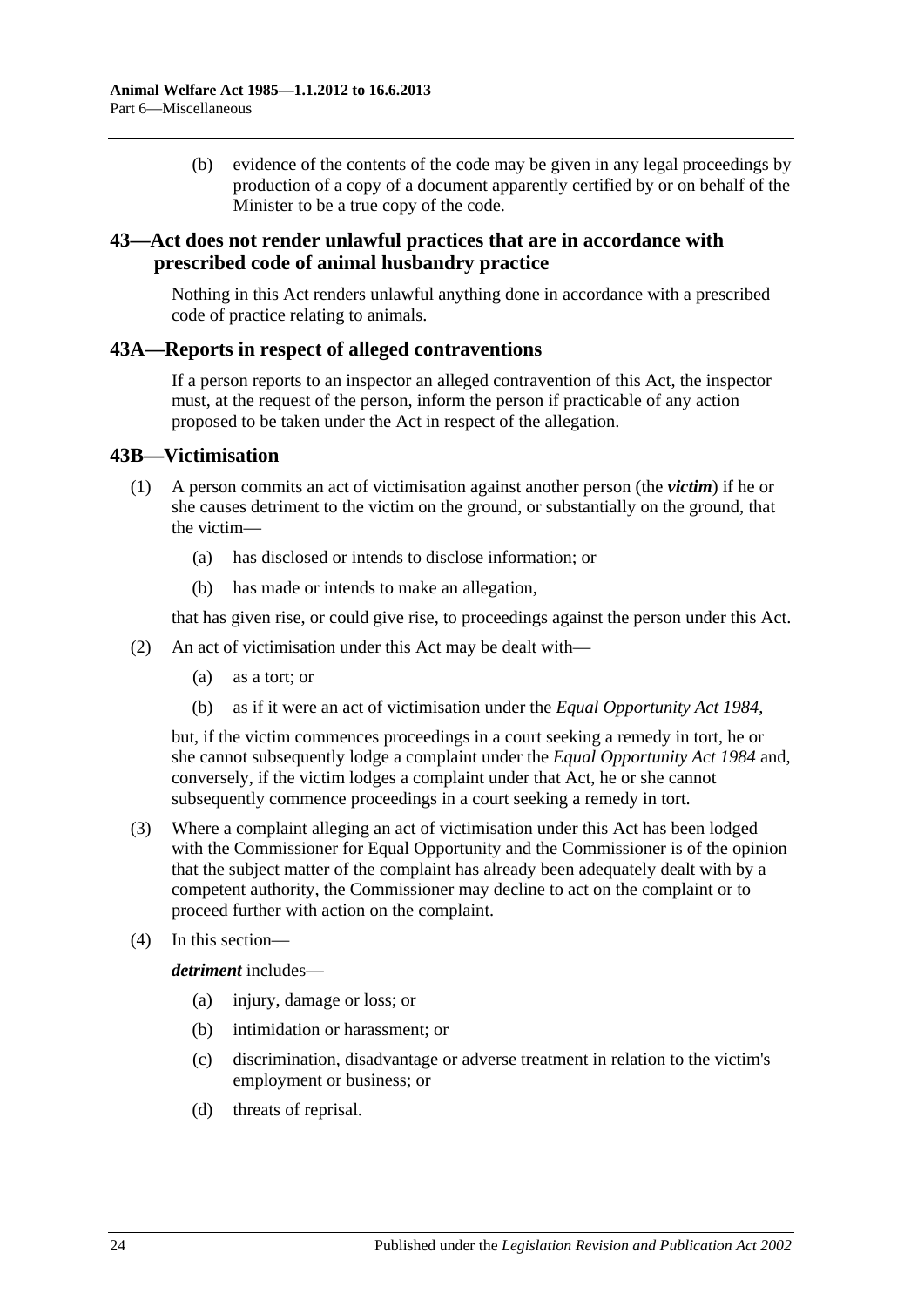(b) evidence of the contents of the code may be given in any legal proceedings by production of a copy of a document apparently certified by or on behalf of the Minister to be a true copy of the code.

## 43—Act does not render unlawful practices that are in accordance with prescribed code of animal husbandry practice

Nothing in this Act renders unlawful anything done in accordance with a prescribed code of practice relating to animals.

## 43A—Reports in respect of alleged contraventions

If a person reports to an inspector an alleged contravention of this Act, the inspector must, at the request of the person, inform the person if practicable of any action proposed to be taken under the Act in respect of the allegation.

## 43B—Victimisation

(1) A person commits an act of victimisation against another person (the ***victim***) if he or she causes detriment to the victim on the ground, or substantially on the ground, that the victim—

(a) has disclosed or intends to disclose information; or

(b) has made or intends to make an allegation,

that has given rise, or could give rise, to proceedings against the person under this Act.

(2) An act of victimisation under this Act may be dealt with—

(a) as a tort; or

(b) as if it were an act of victimisation under the *Equal Opportunity Act 1984*,

but, if the victim commences proceedings in a court seeking a remedy in tort, he or she cannot subsequently lodge a complaint under the *Equal Opportunity Act 1984* and, conversely, if the victim lodges a complaint under that Act, he or she cannot subsequently commence proceedings in a court seeking a remedy in tort.

(3) Where a complaint alleging an act of victimisation under this Act has been lodged with the Commissioner for Equal Opportunity and the Commissioner is of the opinion that the subject matter of the complaint has already been adequately dealt with by a competent authority, the Commissioner may decline to act on the complaint or to proceed further with action on the complaint.

(4) In this section—

***detriment*** includes—

(a) injury, damage or loss; or

(b) intimidation or harassment; or

(c) discrimination, disadvantage or adverse treatment in relation to the victim's employment or business; or

(d) threats of reprisal.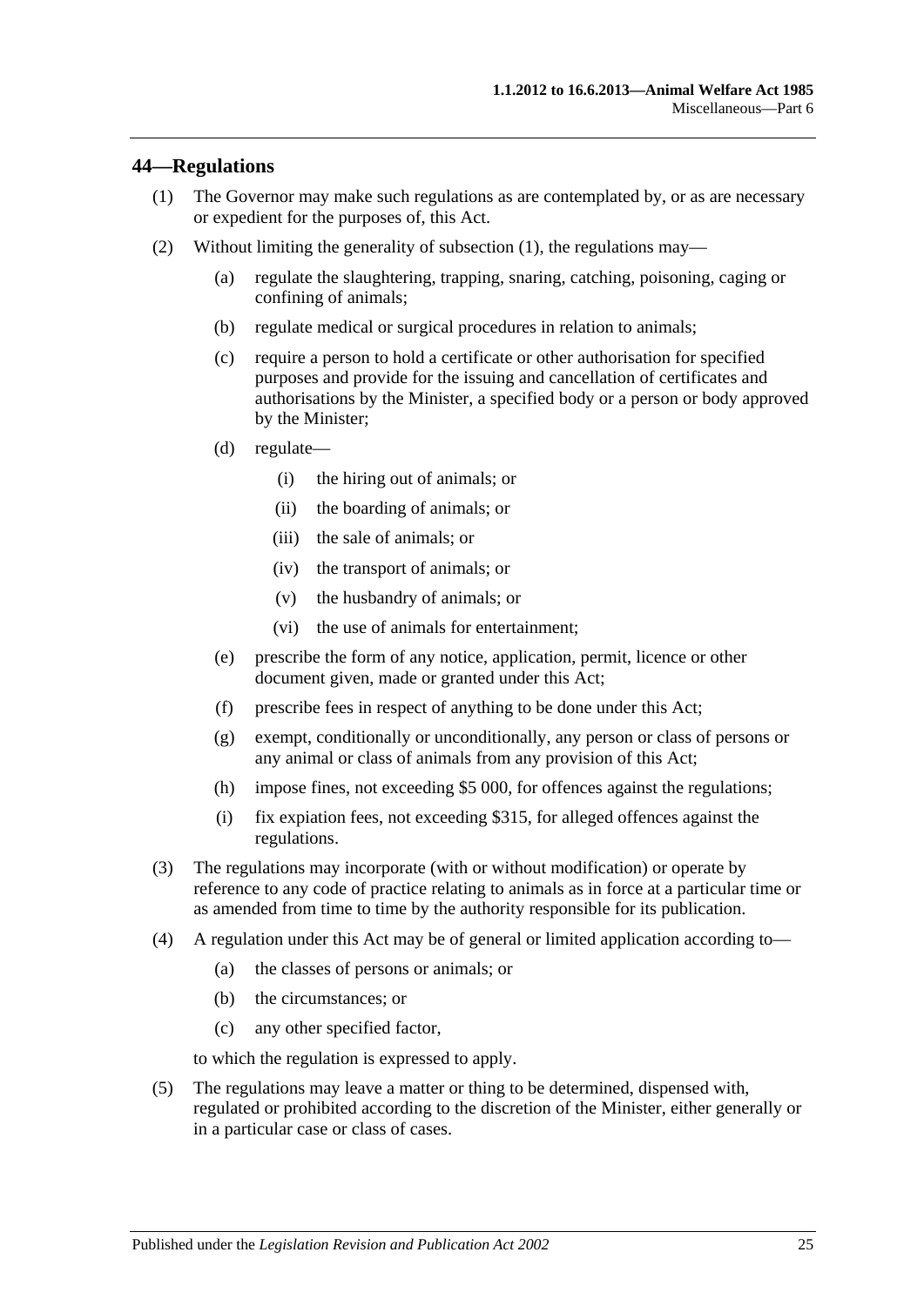## 44—Regulations

(1) The Governor may make such regulations as are contemplated by, or as are necessary or expedient for the purposes of, this Act.

(2) Without limiting the generality of subsection (1), the regulations may—

  (a) regulate the slaughtering, trapping, snaring, catching, poisoning, caging or confining of animals;

  (b) regulate medical or surgical procedures in relation to animals;

  (c) require a person to hold a certificate or other authorisation for specified purposes and provide for the issuing and cancellation of certificates and authorisations by the Minister, a specified body or a person or body approved by the Minister;

  (d) regulate—

    (i) the hiring out of animals; or

    (ii) the boarding of animals; or

    (iii) the sale of animals; or

    (iv) the transport of animals; or

    (v) the husbandry of animals; or

    (vi) the use of animals for entertainment;

  (e) prescribe the form of any notice, application, permit, licence or other document given, made or granted under this Act;

  (f) prescribe fees in respect of anything to be done under this Act;

  (g) exempt, conditionally or unconditionally, any person or class of persons or any animal or class of animals from any provision of this Act;

  (h) impose fines, not exceeding $5 000, for offences against the regulations;

  (i) fix expiation fees, not exceeding $315, for alleged offences against the regulations.

(3) The regulations may incorporate (with or without modification) or operate by reference to any code of practice relating to animals as in force at a particular time or as amended from time to time by the authority responsible for its publication.

(4) A regulation under this Act may be of general or limited application according to—

  (a) the classes of persons or animals; or

  (b) the circumstances; or

  (c) any other specified factor,

to which the regulation is expressed to apply.

(5) The regulations may leave a matter or thing to be determined, dispensed with, regulated or prohibited according to the discretion of the Minister, either generally or in a particular case or class of cases.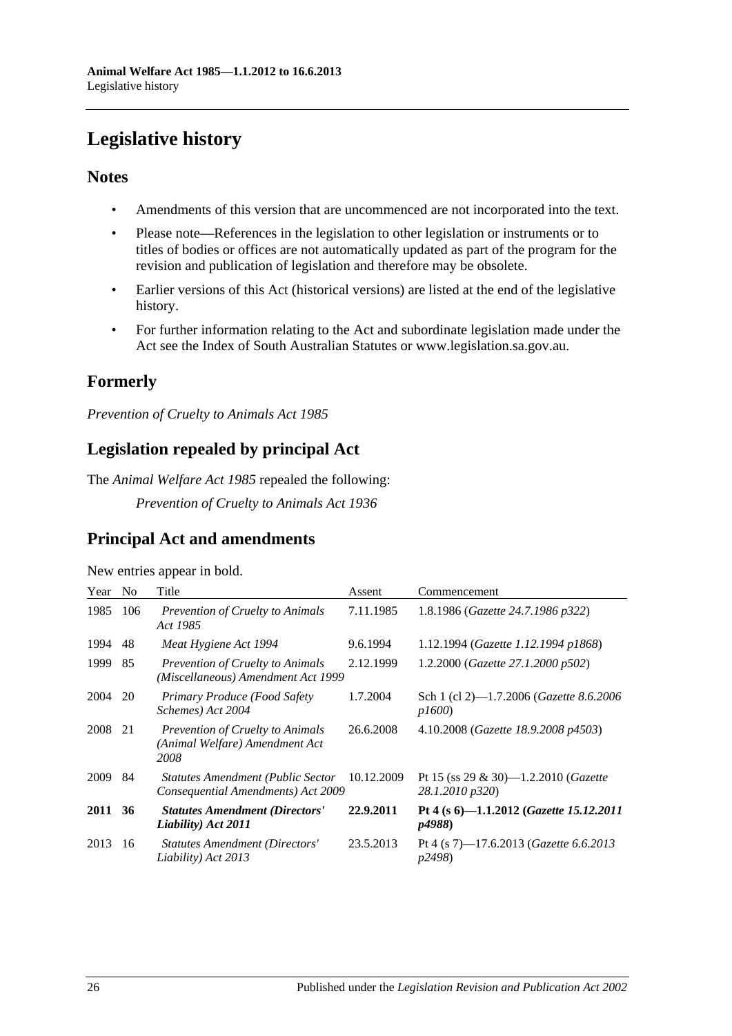# Legislative history

## Notes

- Amendments of this version that are uncommenced are not incorporated into the text.
- Please note—References in the legislation to other legislation or instruments or to titles of bodies or offices are not automatically updated as part of the program for the revision and publication of legislation and therefore may be obsolete.
- Earlier versions of this Act (historical versions) are listed at the end of the legislative history.
- For further information relating to the Act and subordinate legislation made under the Act see the Index of South Australian Statutes or www.legislation.sa.gov.au.

## Formerly

*Prevention of Cruelty to Animals Act 1985*

## Legislation repealed by principal Act

The *Animal Welfare Act 1985* repealed the following:

*Prevention of Cruelty to Animals Act 1936*

## Principal Act and amendments

New entries appear in bold.

| Year | No | Title | Assent | Commencement |
|---|---|---|---|---|
| 1985 | 106 | *Prevention of Cruelty to Animals Act 1985* | 7.11.1985 | 1.8.1986 (*Gazette 24.7.1986 p322*) |
| 1994 | 48 | *Meat Hygiene Act 1994* | 9.6.1994 | 1.12.1994 (*Gazette 1.12.1994 p1868*) |
| 1999 | 85 | *Prevention of Cruelty to Animals (Miscellaneous) Amendment Act 1999* | 2.12.1999 | 1.2.2000 (*Gazette 27.1.2000 p502*) |
| 2004 | 20 | *Primary Produce (Food Safety Schemes) Act 2004* | 1.7.2004 | Sch 1 (cl 2)—1.7.2006 (*Gazette 8.6.2006 p1600*) |
| 2008 | 21 | *Prevention of Cruelty to Animals (Animal Welfare) Amendment Act 2008* | 26.6.2008 | 4.10.2008 (*Gazette 18.9.2008 p4503*) |
| 2009 | 84 | *Statutes Amendment (Public Sector Consequential Amendments) Act 2009* | 10.12.2009 | Pt 15 (ss 29 & 30)—1.2.2010 (*Gazette 28.1.2010 p320*) |
| **2011** | **36** | ***Statutes Amendment (Directors' Liability) Act 2011*** | **22.9.2011** | **Pt 4 (s 6)—1.1.2012 (*Gazette 15.12.2011 p4988*)** |
| 2013 | 16 | *Statutes Amendment (Directors' Liability) Act 2013* | 23.5.2013 | Pt 4 (s 7)—17.6.2013 (*Gazette 6.6.2013 p2498*) |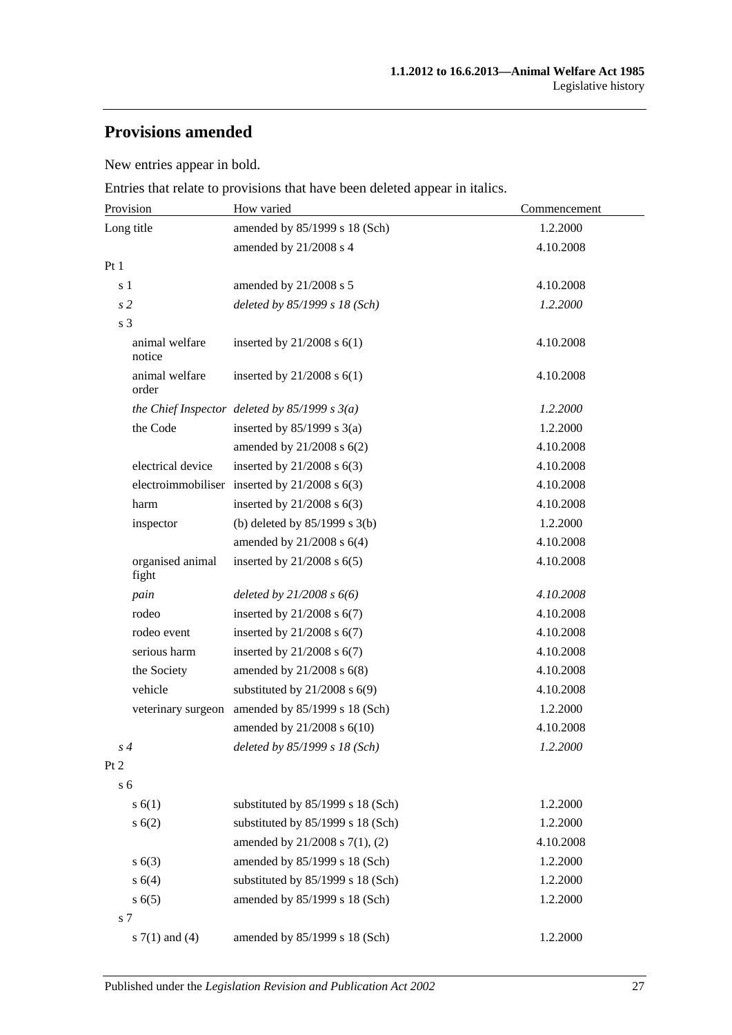## Provisions amended

New entries appear in bold.

Entries that relate to provisions that have been deleted appear in italics.

| Provision | How varied | Commencement |
|---|---|---|
| Long title | amended by 85/1999 s 18 (Sch) | 1.2.2000 |
| | amended by 21/2008 s 4 | 4.10.2008 |
| Pt 1 | | |
| s 1 | amended by 21/2008 s 5 | 4.10.2008 |
| *s 2* | *deleted by 85/1999 s 18 (Sch)* | *1.2.2000* |
| s 3 | | |
| animal welfare notice | inserted by 21/2008 s 6(1) | 4.10.2008 |
| animal welfare order | inserted by 21/2008 s 6(1) | 4.10.2008 |
| *the Chief Inspector* | *deleted by 85/1999 s 3(a)* | *1.2.2000* |
| the Code | inserted by 85/1999 s 3(a) | 1.2.2000 |
| | amended by 21/2008 s 6(2) | 4.10.2008 |
| electrical device | inserted by 21/2008 s 6(3) | 4.10.2008 |
| electroimmobiliser | inserted by 21/2008 s 6(3) | 4.10.2008 |
| harm | inserted by 21/2008 s 6(3) | 4.10.2008 |
| inspector | (b) deleted by 85/1999 s 3(b) | 1.2.2000 |
| | amended by 21/2008 s 6(4) | 4.10.2008 |
| organised animal fight | inserted by 21/2008 s 6(5) | 4.10.2008 |
| *pain* | *deleted by 21/2008 s 6(6)* | *4.10.2008* |
| rodeo | inserted by 21/2008 s 6(7) | 4.10.2008 |
| rodeo event | inserted by 21/2008 s 6(7) | 4.10.2008 |
| serious harm | inserted by 21/2008 s 6(7) | 4.10.2008 |
| the Society | amended by 21/2008 s 6(8) | 4.10.2008 |
| vehicle | substituted by 21/2008 s 6(9) | 4.10.2008 |
| veterinary surgeon | amended by 85/1999 s 18 (Sch) | 1.2.2000 |
| | amended by 21/2008 s 6(10) | 4.10.2008 |
| *s 4* | *deleted by 85/1999 s 18 (Sch)* | *1.2.2000* |
| Pt 2 | | |
| s 6 | | |
| s 6(1) | substituted by 85/1999 s 18 (Sch) | 1.2.2000 |
| s 6(2) | substituted by 85/1999 s 18 (Sch) | 1.2.2000 |
| | amended by 21/2008 s 7(1), (2) | 4.10.2008 |
| s 6(3) | amended by 85/1999 s 18 (Sch) | 1.2.2000 |
| s 6(4) | substituted by 85/1999 s 18 (Sch) | 1.2.2000 |
| s 6(5) | amended by 85/1999 s 18 (Sch) | 1.2.2000 |
| s 7 | | |
| s 7(1) and (4) | amended by 85/1999 s 18 (Sch) | 1.2.2000 |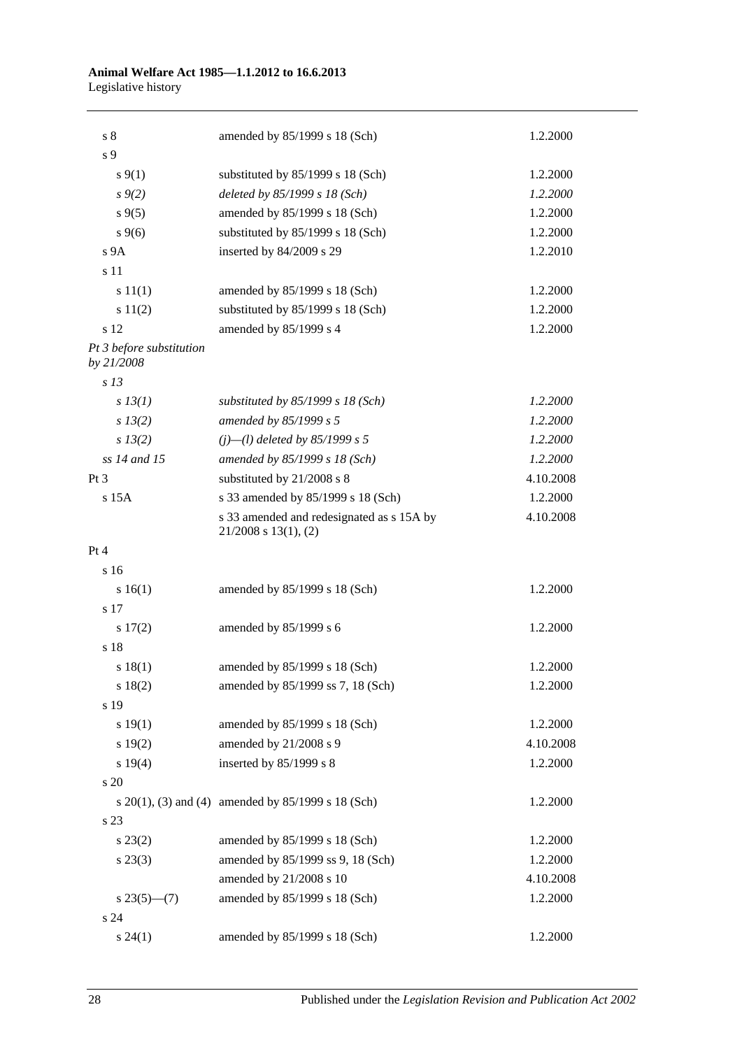| | | |
|---|---|---|
| s 8 | amended by 85/1999 s 18 (Sch) | 1.2.2000 |
| s 9 | | |
| s 9(1) | substituted by 85/1999 s 18 (Sch) | 1.2.2000 |
| *s 9(2)* | *deleted by 85/1999 s 18 (Sch)* | *1.2.2000* |
| s 9(5) | amended by 85/1999 s 18 (Sch) | 1.2.2000 |
| s 9(6) | substituted by 85/1999 s 18 (Sch) | 1.2.2000 |
| s 9A | inserted by 84/2009 s 29 | 1.2.2010 |
| s 11 | | |
| s 11(1) | amended by 85/1999 s 18 (Sch) | 1.2.2000 |
| s 11(2) | substituted by 85/1999 s 18 (Sch) | 1.2.2000 |
| s 12 | amended by 85/1999 s 4 | 1.2.2000 |
| *Pt 3 before substitution by 21/2008* | | |
| *s 13* | | |
| *s 13(1)* | *substituted by 85/1999 s 18 (Sch)* | *1.2.2000* |
| *s 13(2)* | *amended by 85/1999 s 5* | *1.2.2000* |
| *s 13(2)* | *(j)—(l) deleted by 85/1999 s 5* | *1.2.2000* |
| *ss 14 and 15* | *amended by 85/1999 s 18 (Sch)* | *1.2.2000* |
| Pt 3 | substituted by 21/2008 s 8 | 4.10.2008 |
| s 15A | s 33 amended by 85/1999 s 18 (Sch) | 1.2.2000 |
| | s 33 amended and redesignated as s 15A by 21/2008 s 13(1), (2) | 4.10.2008 |
| Pt 4 | | |
| s 16 | | |
| s 16(1) | amended by 85/1999 s 18 (Sch) | 1.2.2000 |
| s 17 | | |
| s 17(2) | amended by 85/1999 s 6 | 1.2.2000 |
| s 18 | | |
| s 18(1) | amended by 85/1999 s 18 (Sch) | 1.2.2000 |
| s 18(2) | amended by 85/1999 ss 7, 18 (Sch) | 1.2.2000 |
| s 19 | | |
| s 19(1) | amended by 85/1999 s 18 (Sch) | 1.2.2000 |
| s 19(2) | amended by 21/2008 s 9 | 4.10.2008 |
| s 19(4) | inserted by 85/1999 s 8 | 1.2.2000 |
| s 20 | | |
| s 20(1), (3) and (4) | amended by 85/1999 s 18 (Sch) | 1.2.2000 |
| s 23 | | |
| s 23(2) | amended by 85/1999 s 18 (Sch) | 1.2.2000 |
| s 23(3) | amended by 85/1999 ss 9, 18 (Sch) | 1.2.2000 |
| | amended by 21/2008 s 10 | 4.10.2008 |
| s 23(5)—(7) | amended by 85/1999 s 18 (Sch) | 1.2.2000 |
| s 24 | | |
| s 24(1) | amended by 85/1999 s 18 (Sch) | 1.2.2000 |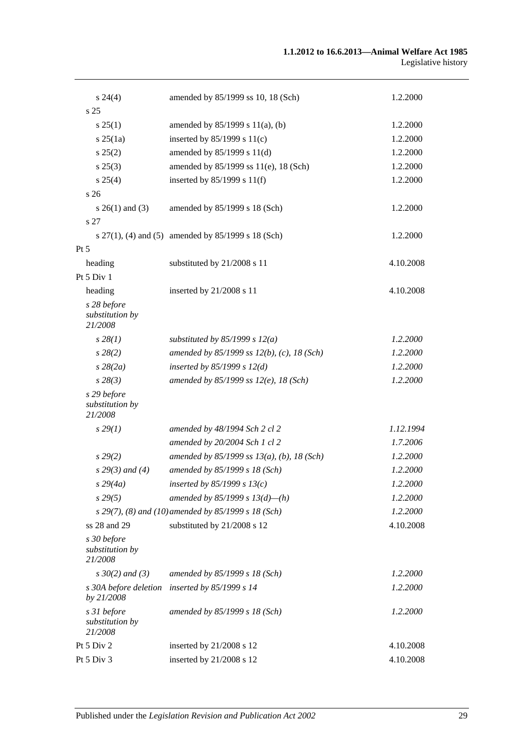| | | |
|---|---|---|
| s 24(4) | amended by 85/1999 ss 10, 18 (Sch) | 1.2.2000 |
| s 25 | | |
| s 25(1) | amended by 85/1999 s 11(a), (b) | 1.2.2000 |
| s 25(1a) | inserted by 85/1999 s 11(c) | 1.2.2000 |
| s 25(2) | amended by 85/1999 s 11(d) | 1.2.2000 |
| s 25(3) | amended by 85/1999 ss 11(e), 18 (Sch) | 1.2.2000 |
| s 25(4) | inserted by 85/1999 s 11(f) | 1.2.2000 |
| s 26 | | |
| s 26(1) and (3) | amended by 85/1999 s 18 (Sch) | 1.2.2000 |
| s 27 | | |
| s 27(1), (4) and (5) | amended by 85/1999 s 18 (Sch) | 1.2.2000 |
| Pt 5 | | |
| heading | substituted by 21/2008 s 11 | 4.10.2008 |
| Pt 5 Div 1 | | |
| heading | inserted by 21/2008 s 11 | 4.10.2008 |
| *s 28 before substitution by 21/2008* | | |
| *s 28(1)* | *substituted by 85/1999 s 12(a)* | *1.2.2000* |
| *s 28(2)* | *amended by 85/1999 ss 12(b), (c), 18 (Sch)* | *1.2.2000* |
| *s 28(2a)* | *inserted by 85/1999 s 12(d)* | *1.2.2000* |
| *s 28(3)* | *amended by 85/1999 ss 12(e), 18 (Sch)* | *1.2.2000* |
| *s 29 before substitution by 21/2008* | | |
| *s 29(1)* | *amended by 48/1994 Sch 2 cl 2* | *1.12.1994* |
| | *amended by 20/2004 Sch 1 cl 2* | *1.7.2006* |
| *s 29(2)* | *amended by 85/1999 ss 13(a), (b), 18 (Sch)* | *1.2.2000* |
| *s 29(3) and (4)* | *amended by 85/1999 s 18 (Sch)* | *1.2.2000* |
| *s 29(4a)* | *inserted by 85/1999 s 13(c)* | *1.2.2000* |
| *s 29(5)* | *amended by 85/1999 s 13(d)—(h)* | *1.2.2000* |
| *s 29(7), (8) and (10)* | *amended by 85/1999 s 18 (Sch)* | *1.2.2000* |
| ss 28 and 29 | substituted by 21/2008 s 12 | 4.10.2008 |
| *s 30 before substitution by 21/2008* | | |
| *s 30(2) and (3)* | *amended by 85/1999 s 18 (Sch)* | *1.2.2000* |
| *s 30A before deletion by 21/2008* | *inserted by 85/1999 s 14* | *1.2.2000* |
| *s 31 before substitution by 21/2008* | *amended by 85/1999 s 18 (Sch)* | *1.2.2000* |
| Pt 5 Div 2 | inserted by 21/2008 s 12 | 4.10.2008 |
| Pt 5 Div 3 | inserted by 21/2008 s 12 | 4.10.2008 |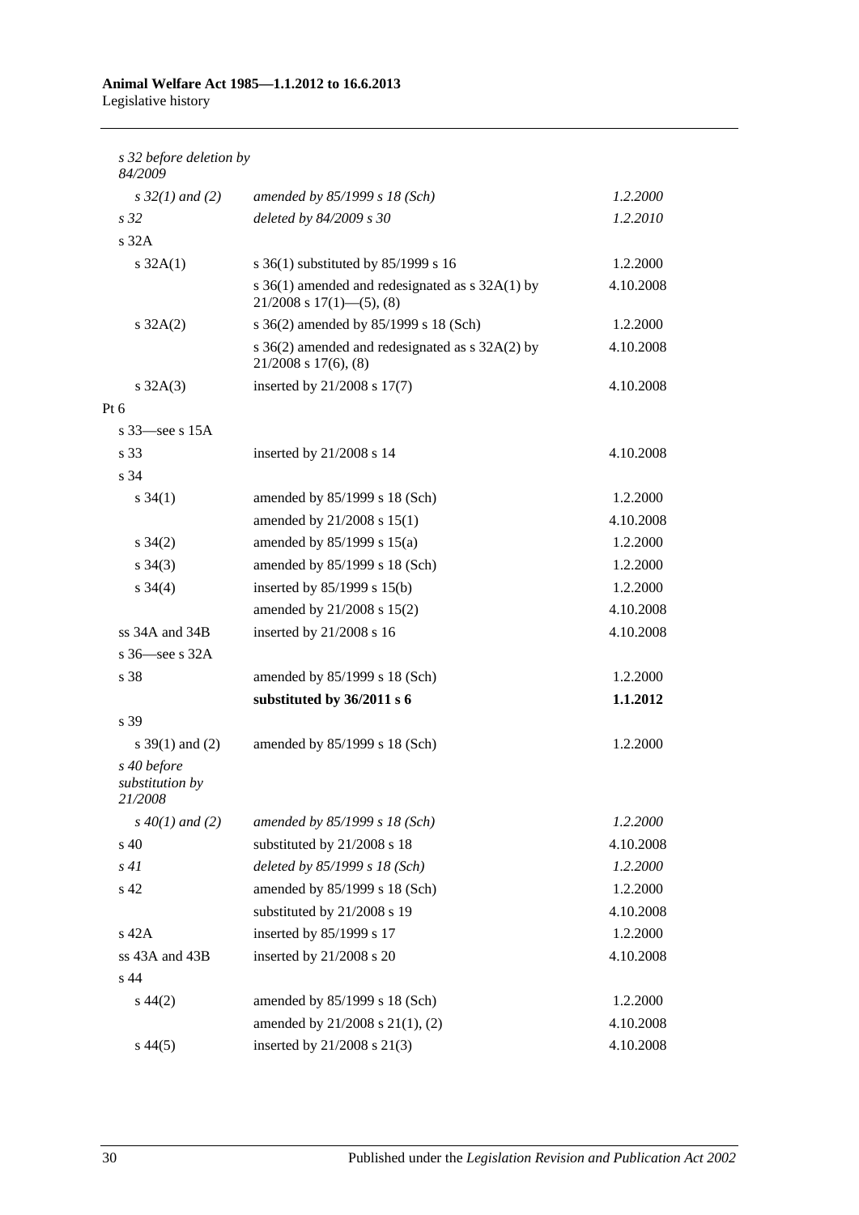| | | |
|---|---|---|
| *s 32 before deletion by 84/2009* | | |
| *s 32(1) and (2)* | *amended by 85/1999 s 18 (Sch)* | *1.2.2000* |
| *s 32* | *deleted by 84/2009 s 30* | *1.2.2010* |
| s 32A | | |
| s 32A(1) | s 36(1) substituted by 85/1999 s 16 | 1.2.2000 |
| | s 36(1) amended and redesignated as s 32A(1) by 21/2008 s 17(1)—(5), (8) | 4.10.2008 |
| s 32A(2) | s 36(2) amended by 85/1999 s 18 (Sch) | 1.2.2000 |
| | s 36(2) amended and redesignated as s 32A(2) by 21/2008 s 17(6), (8) | 4.10.2008 |
| s 32A(3) | inserted by 21/2008 s 17(7) | 4.10.2008 |
| Pt 6 | | |
| s 33—see s 15A | | |
| s 33 | inserted by 21/2008 s 14 | 4.10.2008 |
| s 34 | | |
| s 34(1) | amended by 85/1999 s 18 (Sch) | 1.2.2000 |
| | amended by 21/2008 s 15(1) | 4.10.2008 |
| s 34(2) | amended by 85/1999 s 15(a) | 1.2.2000 |
| s 34(3) | amended by 85/1999 s 18 (Sch) | 1.2.2000 |
| s 34(4) | inserted by 85/1999 s 15(b) | 1.2.2000 |
| | amended by 21/2008 s 15(2) | 4.10.2008 |
| ss 34A and 34B | inserted by 21/2008 s 16 | 4.10.2008 |
| s 36—see s 32A | | |
| s 38 | amended by 85/1999 s 18 (Sch) | 1.2.2000 |
| | **substituted by 36/2011 s 6** | **1.1.2012** |
| s 39 | | |
| s 39(1) and (2) | amended by 85/1999 s 18 (Sch) | 1.2.2000 |
| *s 40 before substitution by 21/2008* | | |
| *s 40(1) and (2)* | *amended by 85/1999 s 18 (Sch)* | *1.2.2000* |
| s 40 | substituted by 21/2008 s 18 | 4.10.2008 |
| *s 41* | *deleted by 85/1999 s 18 (Sch)* | *1.2.2000* |
| s 42 | amended by 85/1999 s 18 (Sch) | 1.2.2000 |
| | substituted by 21/2008 s 19 | 4.10.2008 |
| s 42A | inserted by 85/1999 s 17 | 1.2.2000 |
| ss 43A and 43B | inserted by 21/2008 s 20 | 4.10.2008 |
| s 44 | | |
| s 44(2) | amended by 85/1999 s 18 (Sch) | 1.2.2000 |
| | amended by 21/2008 s 21(1), (2) | 4.10.2008 |
| s 44(5) | inserted by 21/2008 s 21(3) | 4.10.2008 |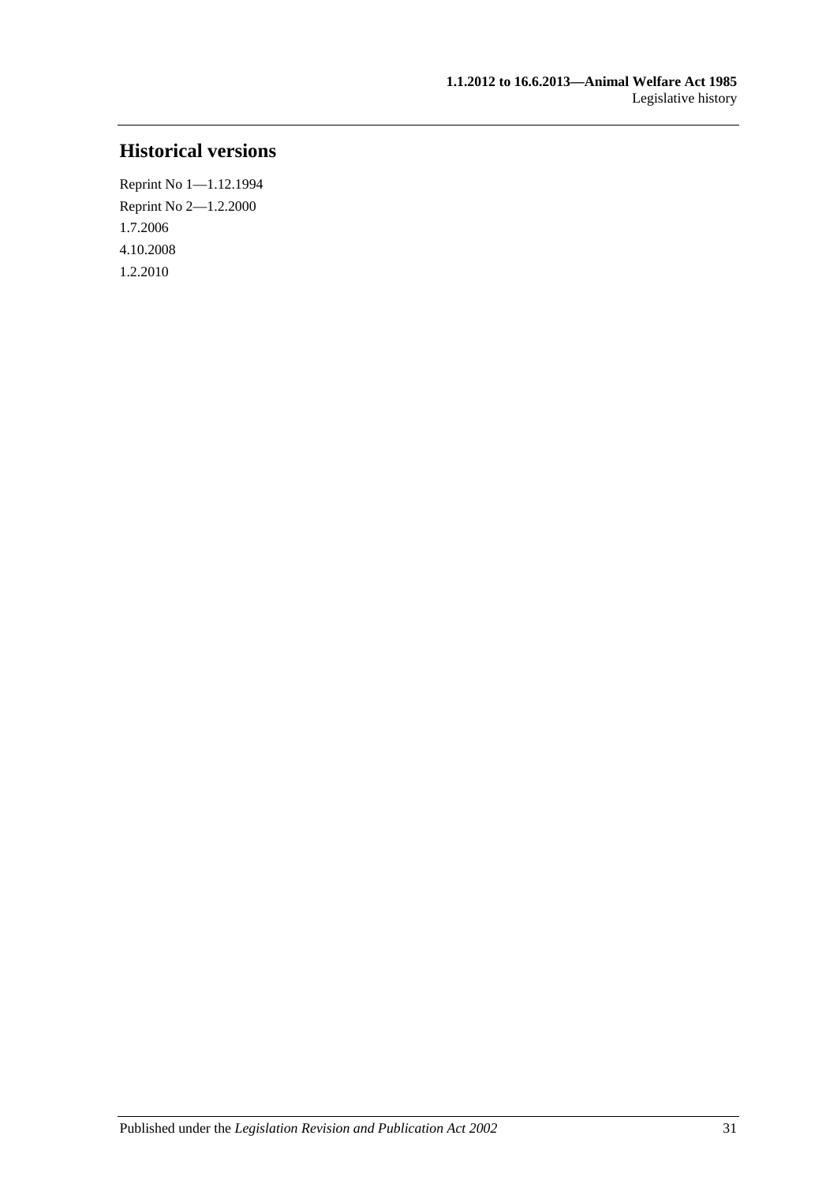## Historical versions

Reprint No 1—1.12.1994

Reprint No 2—1.2.2000

1.7.2006

4.10.2008

1.2.2010